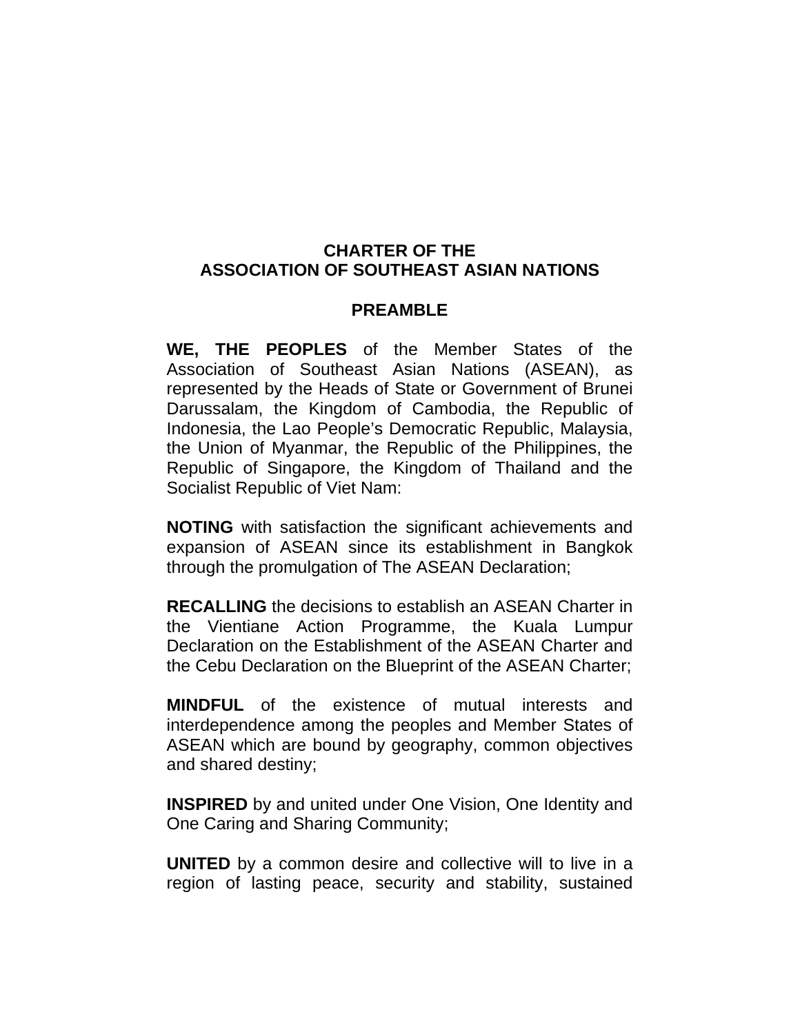# CHARTER OF THE ASSOCIATION OF SOUTHEAST ASIAN NATIONS

## PREAMBLE

**WE, THE PEOPLES** of the Member States of the Association of Southeast Asian Nations (ASEAN), as represented by the Heads of State or Government of Brunei Darussalam, the Kingdom of Cambodia, the Republic of Indonesia, the Lao People's Democratic Republic, Malaysia, the Union of Myanmar, the Republic of the Philippines, the Republic of Singapore, the Kingdom of Thailand and the Socialist Republic of Viet Nam:

**NOTING** with satisfaction the significant achievements and expansion of ASEAN since its establishment in Bangkok through the promulgation of The ASEAN Declaration;

**RECALLING** the decisions to establish an ASEAN Charter in the Vientiane Action Programme, the Kuala Lumpur Declaration on the Establishment of the ASEAN Charter and the Cebu Declaration on the Blueprint of the ASEAN Charter;

**MINDFUL** of the existence of mutual interests and interdependence among the peoples and Member States of ASEAN which are bound by geography, common objectives and shared destiny;

**INSPIRED** by and united under One Vision, One Identity and One Caring and Sharing Community;

**UNITED** by a common desire and collective will to live in a region of lasting peace, security and stability, sustained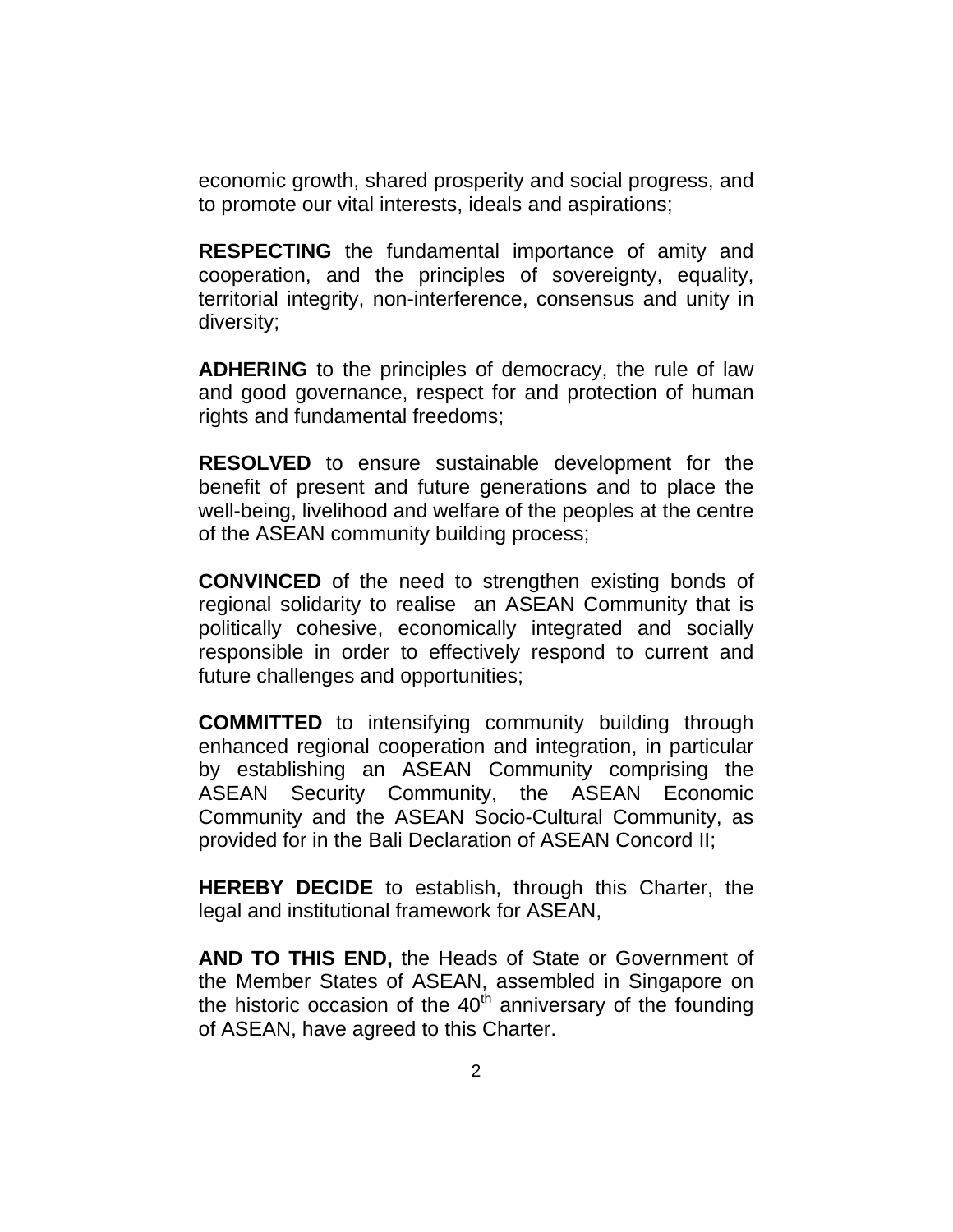economic growth, shared prosperity and social progress, and to promote our vital interests, ideals and aspirations;

**RESPECTING** the fundamental importance of amity and cooperation, and the principles of sovereignty, equality, territorial integrity, non-interference, consensus and unity in diversity;

**ADHERING** to the principles of democracy, the rule of law and good governance, respect for and protection of human rights and fundamental freedoms;

**RESOLVED** to ensure sustainable development for the benefit of present and future generations and to place the well-being, livelihood and welfare of the peoples at the centre of the ASEAN community building process;

**CONVINCED** of the need to strengthen existing bonds of regional solidarity to realise an ASEAN Community that is politically cohesive, economically integrated and socially responsible in order to effectively respond to current and future challenges and opportunities;

**COMMITTED** to intensifying community building through enhanced regional cooperation and integration, in particular by establishing an ASEAN Community comprising the ASEAN Security Community, the ASEAN Economic Community and the ASEAN Socio-Cultural Community, as provided for in the Bali Declaration of ASEAN Concord II;

**HEREBY DECIDE** to establish, through this Charter, the legal and institutional framework for ASEAN,

**AND TO THIS END,** the Heads of State or Government of the Member States of ASEAN, assembled in Singapore on the historic occasion of the 40th anniversary of the founding of ASEAN, have agreed to this Charter.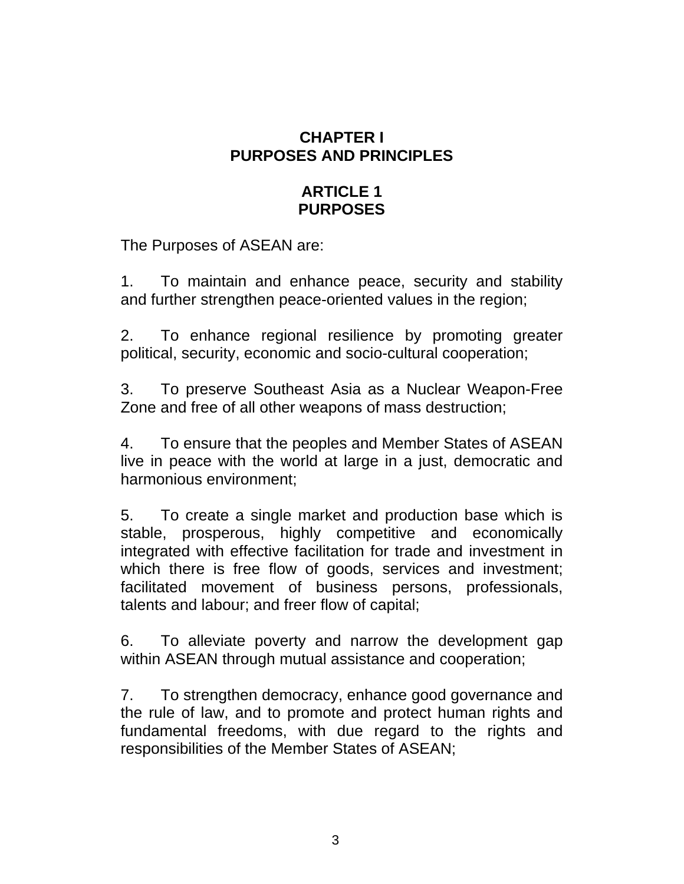# CHAPTER I
# PURPOSES AND PRINCIPLES

## ARTICLE 1
## PURPOSES

The Purposes of ASEAN are:

1. To maintain and enhance peace, security and stability and further strengthen peace-oriented values in the region;

2. To enhance regional resilience by promoting greater political, security, economic and socio-cultural cooperation;

3. To preserve Southeast Asia as a Nuclear Weapon-Free Zone and free of all other weapons of mass destruction;

4. To ensure that the peoples and Member States of ASEAN live in peace with the world at large in a just, democratic and harmonious environment;

5. To create a single market and production base which is stable, prosperous, highly competitive and economically integrated with effective facilitation for trade and investment in which there is free flow of goods, services and investment; facilitated movement of business persons, professionals, talents and labour; and freer flow of capital;

6. To alleviate poverty and narrow the development gap within ASEAN through mutual assistance and cooperation;

7. To strengthen democracy, enhance good governance and the rule of law, and to promote and protect human rights and fundamental freedoms, with due regard to the rights and responsibilities of the Member States of ASEAN;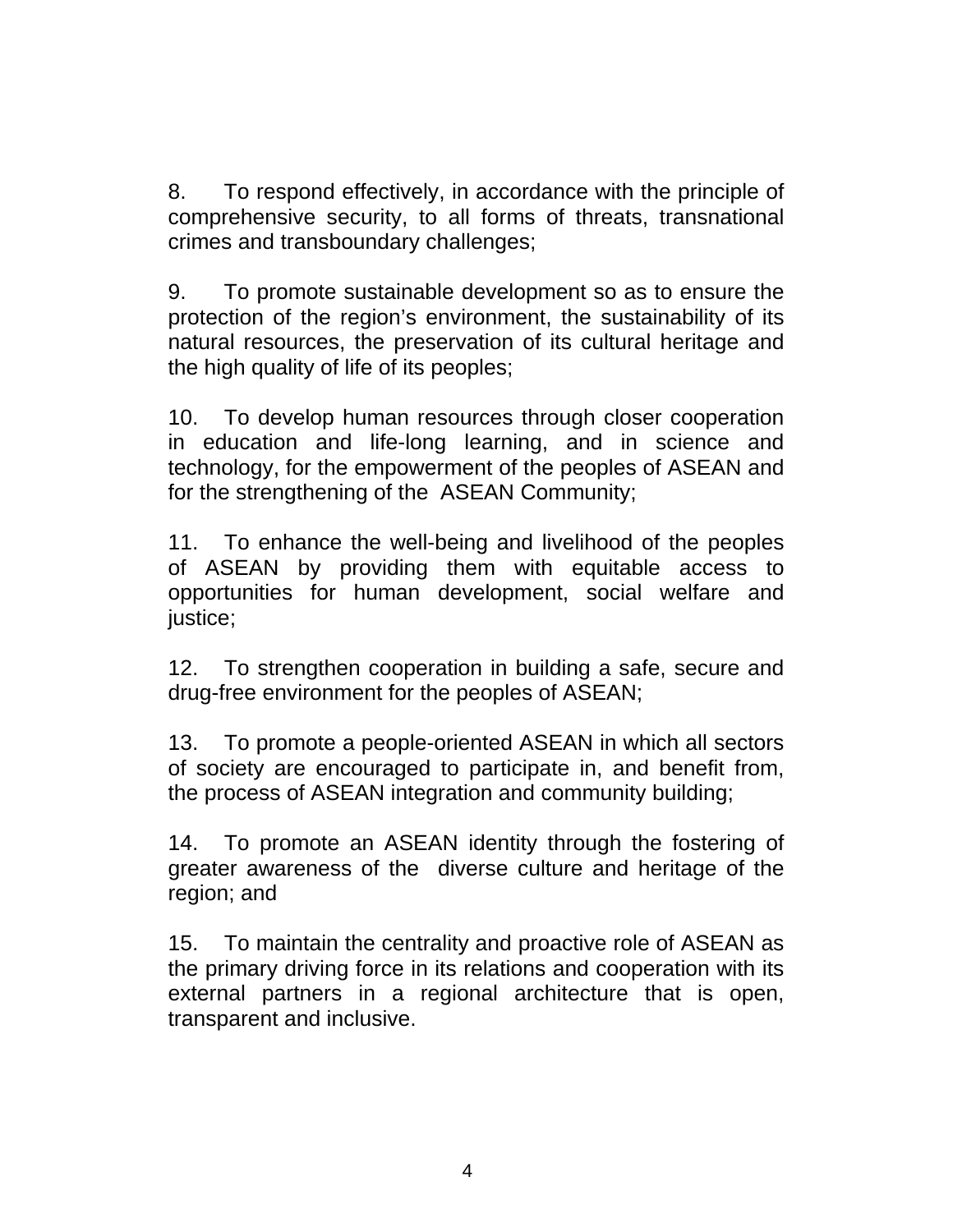8. To respond effectively, in accordance with the principle of comprehensive security, to all forms of threats, transnational crimes and transboundary challenges;

9. To promote sustainable development so as to ensure the protection of the region's environment, the sustainability of its natural resources, the preservation of its cultural heritage and the high quality of life of its peoples;

10. To develop human resources through closer cooperation in education and life-long learning, and in science and technology, for the empowerment of the peoples of ASEAN and for the strengthening of the ASEAN Community;

11. To enhance the well-being and livelihood of the peoples of ASEAN by providing them with equitable access to opportunities for human development, social welfare and justice;

12. To strengthen cooperation in building a safe, secure and drug-free environment for the peoples of ASEAN;

13. To promote a people-oriented ASEAN in which all sectors of society are encouraged to participate in, and benefit from, the process of ASEAN integration and community building;

14. To promote an ASEAN identity through the fostering of greater awareness of the diverse culture and heritage of the region; and

15. To maintain the centrality and proactive role of ASEAN as the primary driving force in its relations and cooperation with its external partners in a regional architecture that is open, transparent and inclusive.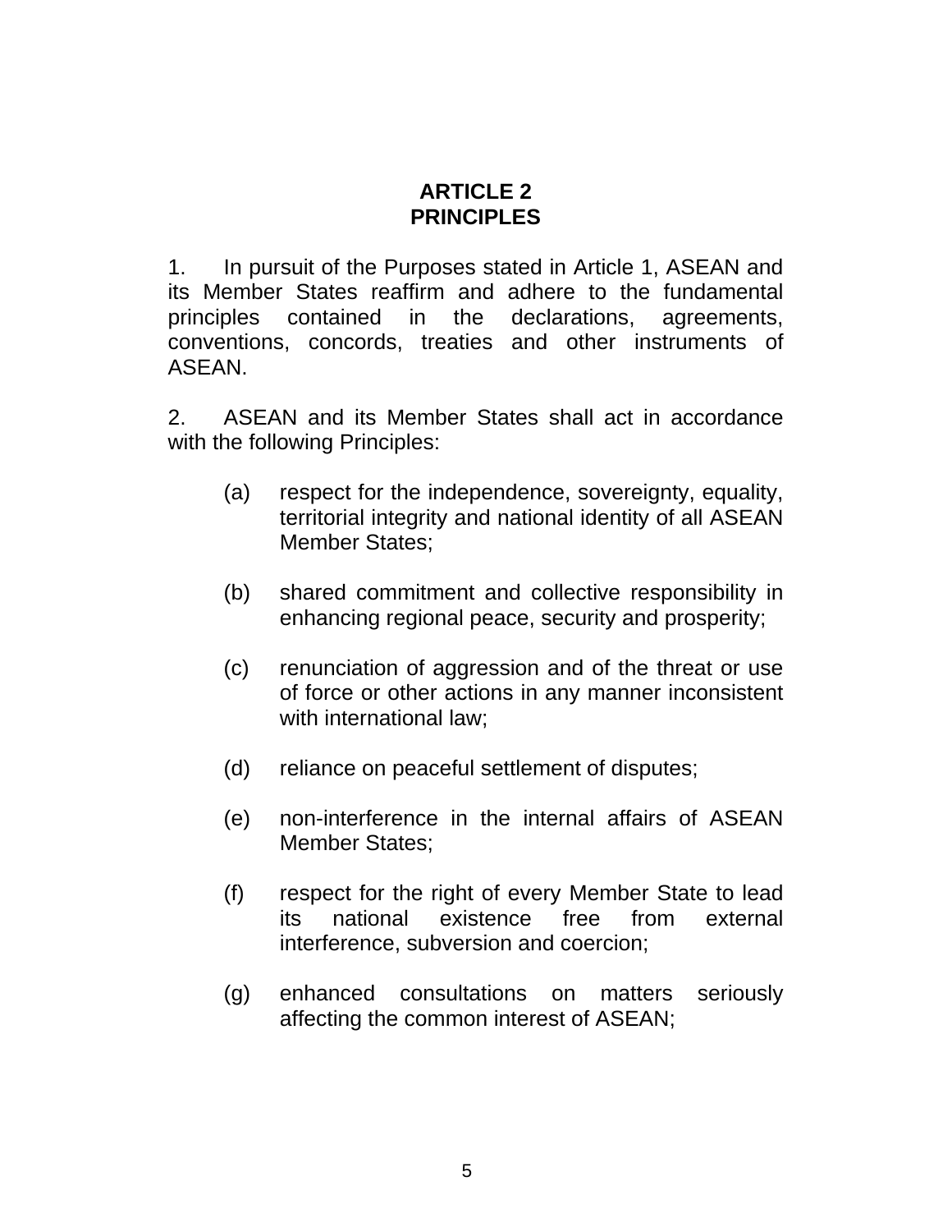## ARTICLE 2
## PRINCIPLES

1. In pursuit of the Purposes stated in Article 1, ASEAN and its Member States reaffirm and adhere to the fundamental principles contained in the declarations, agreements, conventions, concords, treaties and other instruments of ASEAN.

2. ASEAN and its Member States shall act in accordance with the following Principles:

   (a) respect for the independence, sovereignty, equality, territorial integrity and national identity of all ASEAN Member States;

   (b) shared commitment and collective responsibility in enhancing regional peace, security and prosperity;

   (c) renunciation of aggression and of the threat or use of force or other actions in any manner inconsistent with international law;

   (d) reliance on peaceful settlement of disputes;

   (e) non-interference in the internal affairs of ASEAN Member States;

   (f) respect for the right of every Member State to lead its national existence free from external interference, subversion and coercion;

   (g) enhanced consultations on matters seriously affecting the common interest of ASEAN;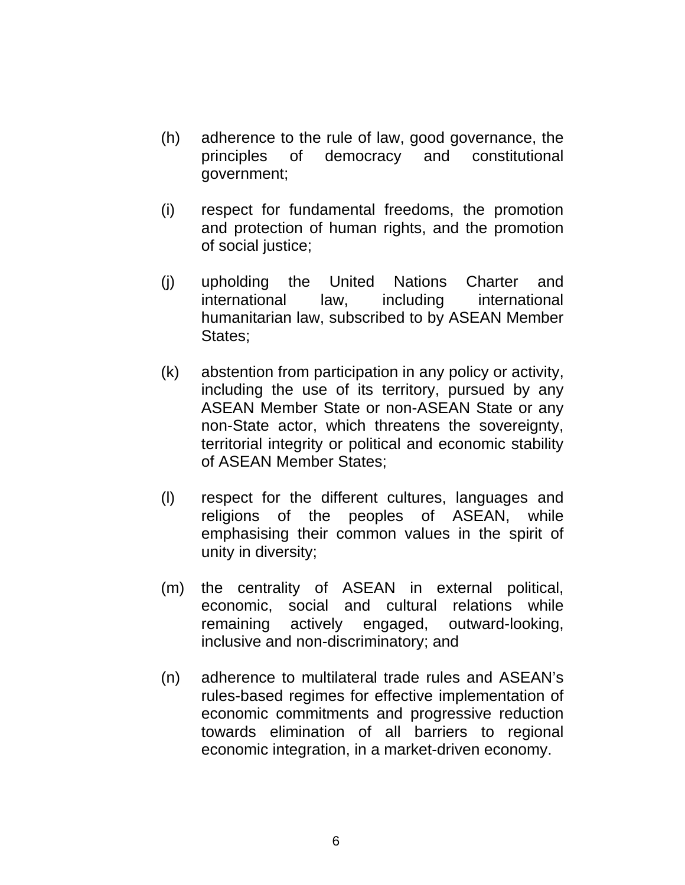(h) adherence to the rule of law, good governance, the principles of democracy and constitutional government;

(i) respect for fundamental freedoms, the promotion and protection of human rights, and the promotion of social justice;

(j) upholding the United Nations Charter and international law, including international humanitarian law, subscribed to by ASEAN Member States;

(k) abstention from participation in any policy or activity, including the use of its territory, pursued by any ASEAN Member State or non-ASEAN State or any non-State actor, which threatens the sovereignty, territorial integrity or political and economic stability of ASEAN Member States;

(l) respect for the different cultures, languages and religions of the peoples of ASEAN, while emphasising their common values in the spirit of unity in diversity;

(m) the centrality of ASEAN in external political, economic, social and cultural relations while remaining actively engaged, outward-looking, inclusive and non-discriminatory; and

(n) adherence to multilateral trade rules and ASEAN's rules-based regimes for effective implementation of economic commitments and progressive reduction towards elimination of all barriers to regional economic integration, in a market-driven economy.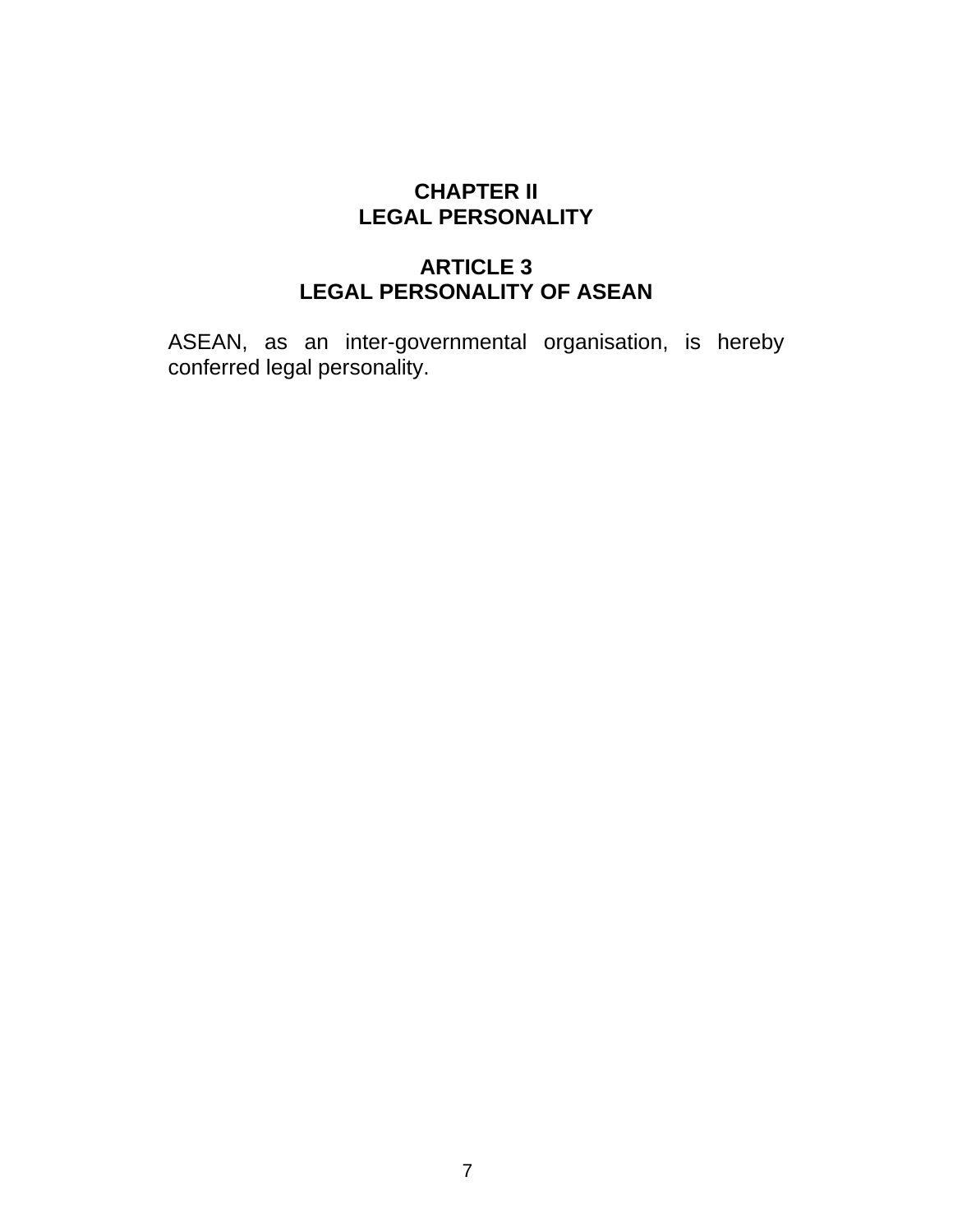## CHAPTER II
## LEGAL PERSONALITY

### ARTICLE 3
### LEGAL PERSONALITY OF ASEAN

ASEAN, as an inter-governmental organisation, is hereby conferred legal personality.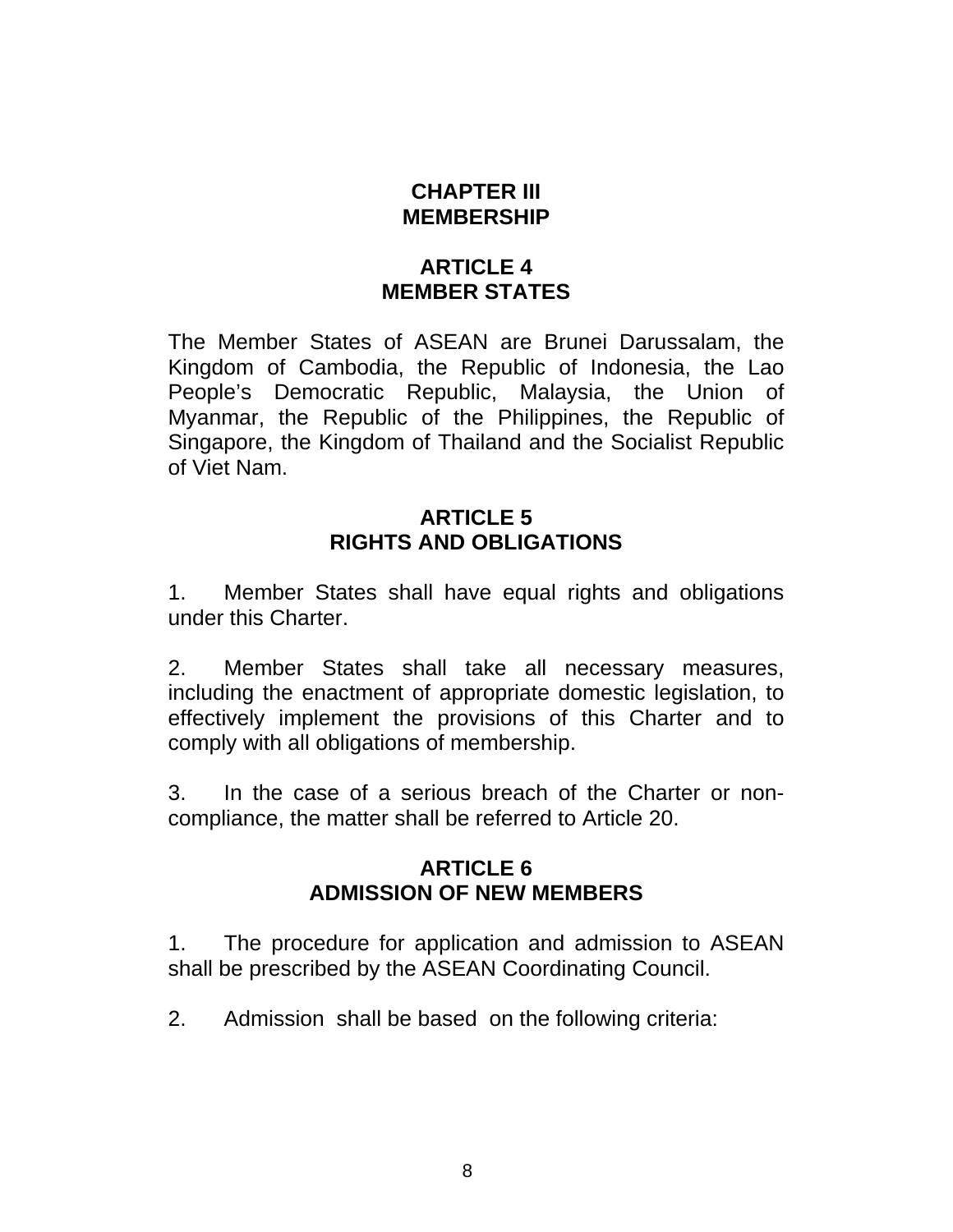# CHAPTER III
# MEMBERSHIP

## ARTICLE 4
## MEMBER STATES

The Member States of ASEAN are Brunei Darussalam, the Kingdom of Cambodia, the Republic of Indonesia, the Lao People's Democratic Republic, Malaysia, the Union of Myanmar, the Republic of the Philippines, the Republic of Singapore, the Kingdom of Thailand and the Socialist Republic of Viet Nam.

## ARTICLE 5
## RIGHTS AND OBLIGATIONS

1. Member States shall have equal rights and obligations under this Charter.

2. Member States shall take all necessary measures, including the enactment of appropriate domestic legislation, to effectively implement the provisions of this Charter and to comply with all obligations of membership.

3. In the case of a serious breach of the Charter or non-compliance, the matter shall be referred to Article 20.

## ARTICLE 6
## ADMISSION OF NEW MEMBERS

1. The procedure for application and admission to ASEAN shall be prescribed by the ASEAN Coordinating Council.

2. Admission shall be based on the following criteria: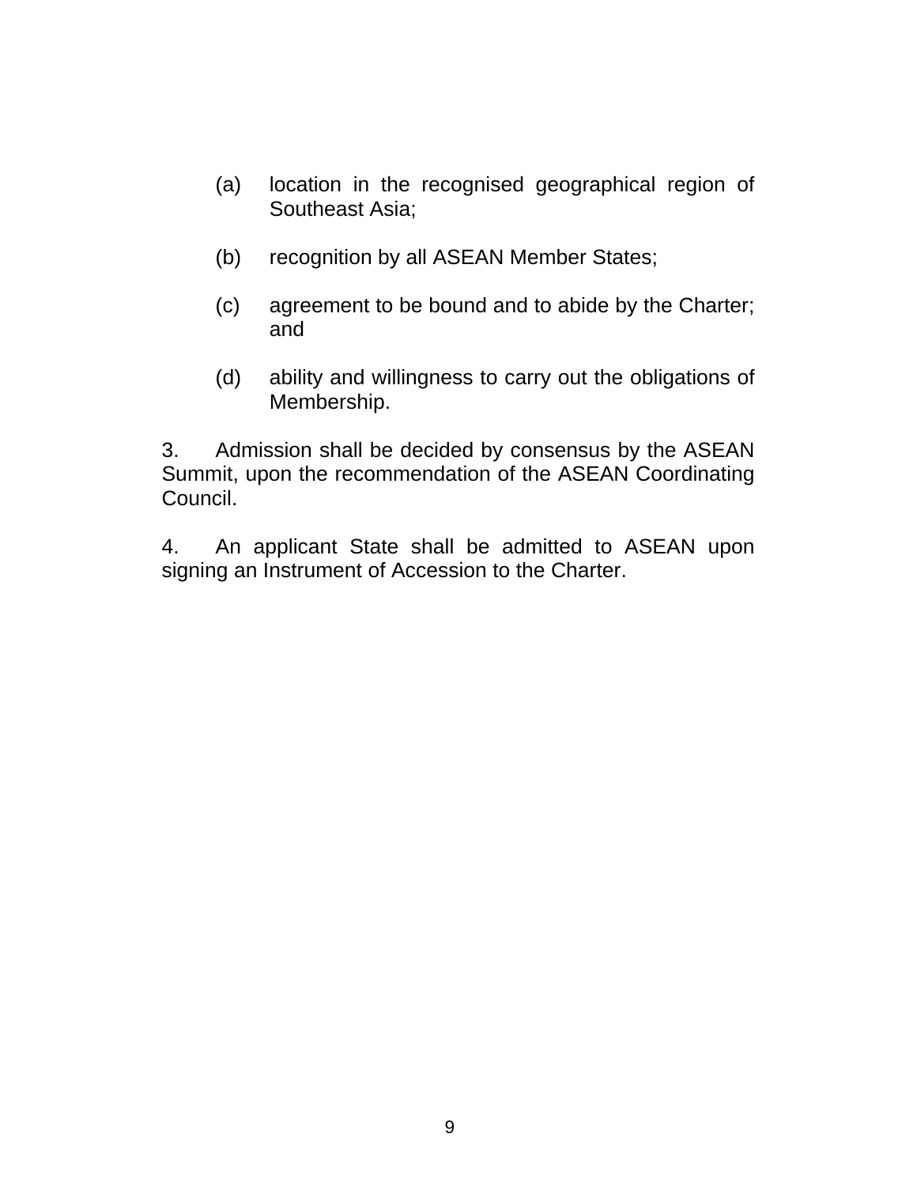(a) location in the recognised geographical region of Southeast Asia;

(b) recognition by all ASEAN Member States;

(c) agreement to be bound and to abide by the Charter; and

(d) ability and willingness to carry out the obligations of Membership.

3. Admission shall be decided by consensus by the ASEAN Summit, upon the recommendation of the ASEAN Coordinating Council.

4. An applicant State shall be admitted to ASEAN upon signing an Instrument of Accession to the Charter.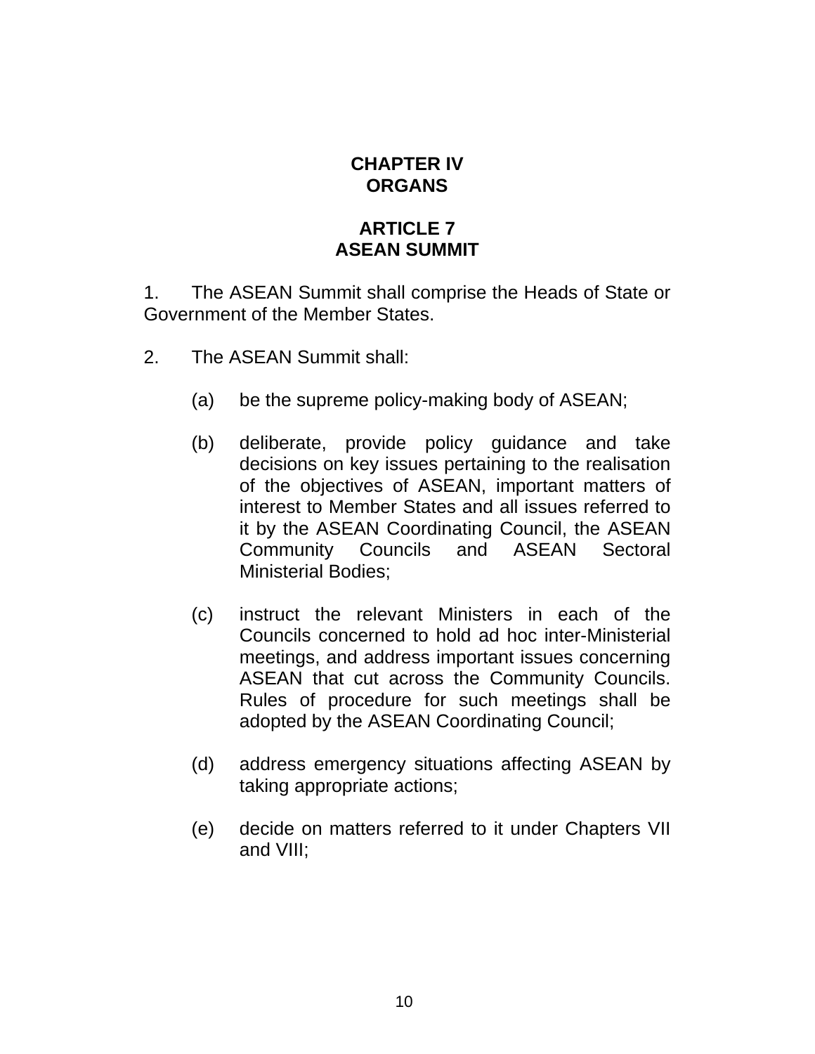## CHAPTER IV
## ORGANS

### ARTICLE 7
### ASEAN SUMMIT

1. The ASEAN Summit shall comprise the Heads of State or Government of the Member States.

2. The ASEAN Summit shall:

   (a) be the supreme policy-making body of ASEAN;

   (b) deliberate, provide policy guidance and take decisions on key issues pertaining to the realisation of the objectives of ASEAN, important matters of interest to Member States and all issues referred to it by the ASEAN Coordinating Council, the ASEAN Community Councils and ASEAN Sectoral Ministerial Bodies;

   (c) instruct the relevant Ministers in each of the Councils concerned to hold ad hoc inter-Ministerial meetings, and address important issues concerning ASEAN that cut across the Community Councils. Rules of procedure for such meetings shall be adopted by the ASEAN Coordinating Council;

   (d) address emergency situations affecting ASEAN by taking appropriate actions;

   (e) decide on matters referred to it under Chapters VII and VIII;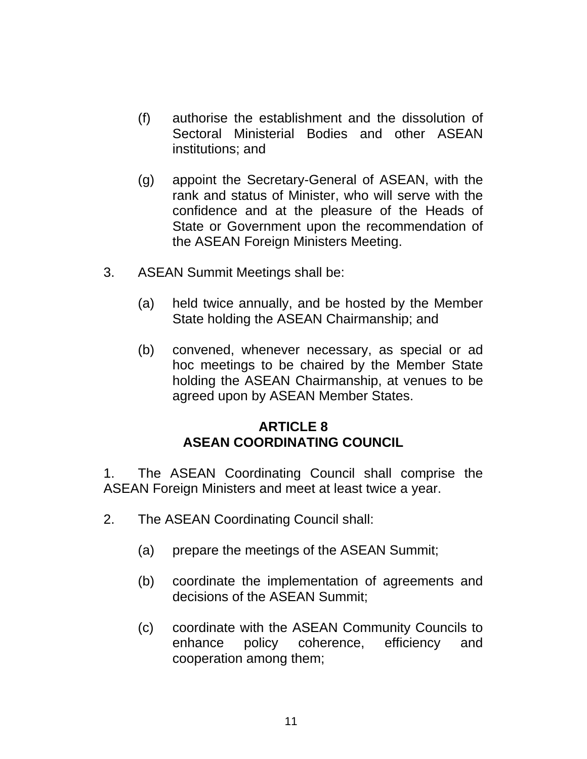(f) authorise the establishment and the dissolution of Sectoral Ministerial Bodies and other ASEAN institutions; and

(g) appoint the Secretary-General of ASEAN, with the rank and status of Minister, who will serve with the confidence and at the pleasure of the Heads of State or Government upon the recommendation of the ASEAN Foreign Ministers Meeting.

3. ASEAN Summit Meetings shall be:

(a) held twice annually, and be hosted by the Member State holding the ASEAN Chairmanship; and

(b) convened, whenever necessary, as special or ad hoc meetings to be chaired by the Member State holding the ASEAN Chairmanship, at venues to be agreed upon by ASEAN Member States.

## ARTICLE 8
## ASEAN COORDINATING COUNCIL

1. The ASEAN Coordinating Council shall comprise the ASEAN Foreign Ministers and meet at least twice a year.

2. The ASEAN Coordinating Council shall:

(a) prepare the meetings of the ASEAN Summit;

(b) coordinate the implementation of agreements and decisions of the ASEAN Summit;

(c) coordinate with the ASEAN Community Councils to enhance policy coherence, efficiency and cooperation among them;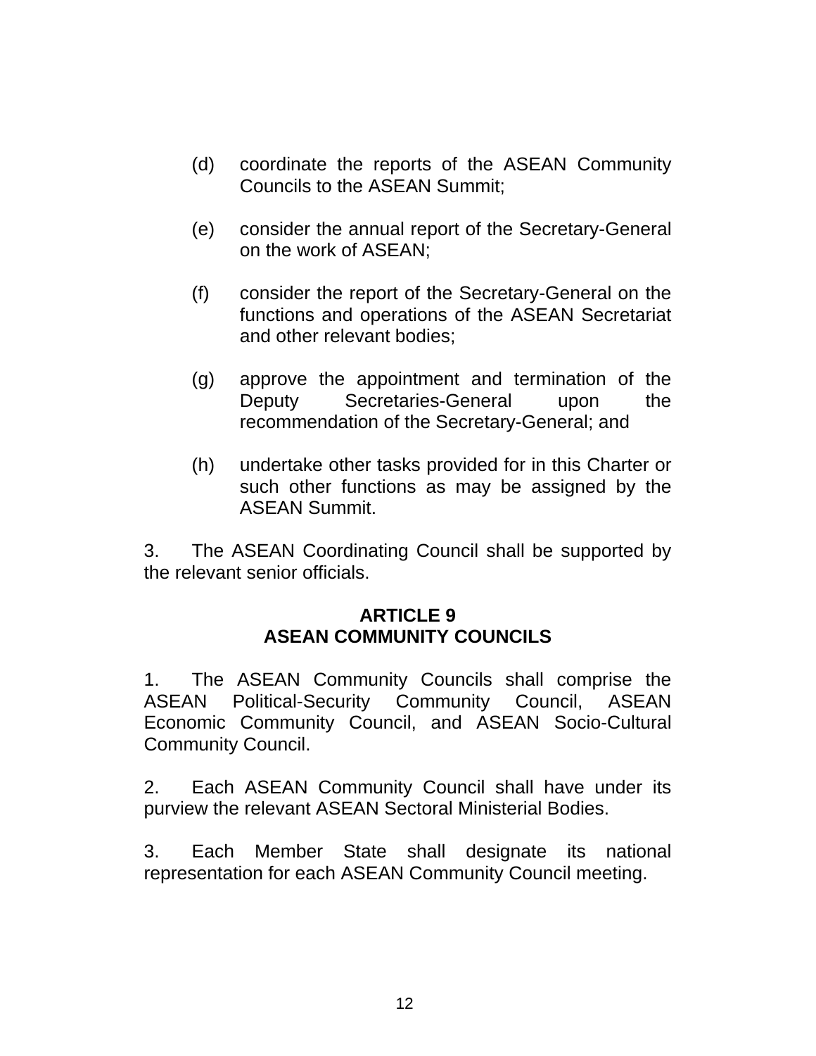(d) coordinate the reports of the ASEAN Community Councils to the ASEAN Summit;

(e) consider the annual report of the Secretary-General on the work of ASEAN;

(f) consider the report of the Secretary-General on the functions and operations of the ASEAN Secretariat and other relevant bodies;

(g) approve the appointment and termination of the Deputy Secretaries-General upon the recommendation of the Secretary-General; and

(h) undertake other tasks provided for in this Charter or such other functions as may be assigned by the ASEAN Summit.

3. The ASEAN Coordinating Council shall be supported by the relevant senior officials.

## ARTICLE 9
## ASEAN COMMUNITY COUNCILS

1. The ASEAN Community Councils shall comprise the ASEAN Political-Security Community Council, ASEAN Economic Community Council, and ASEAN Socio-Cultural Community Council.

2. Each ASEAN Community Council shall have under its purview the relevant ASEAN Sectoral Ministerial Bodies.

3. Each Member State shall designate its national representation for each ASEAN Community Council meeting.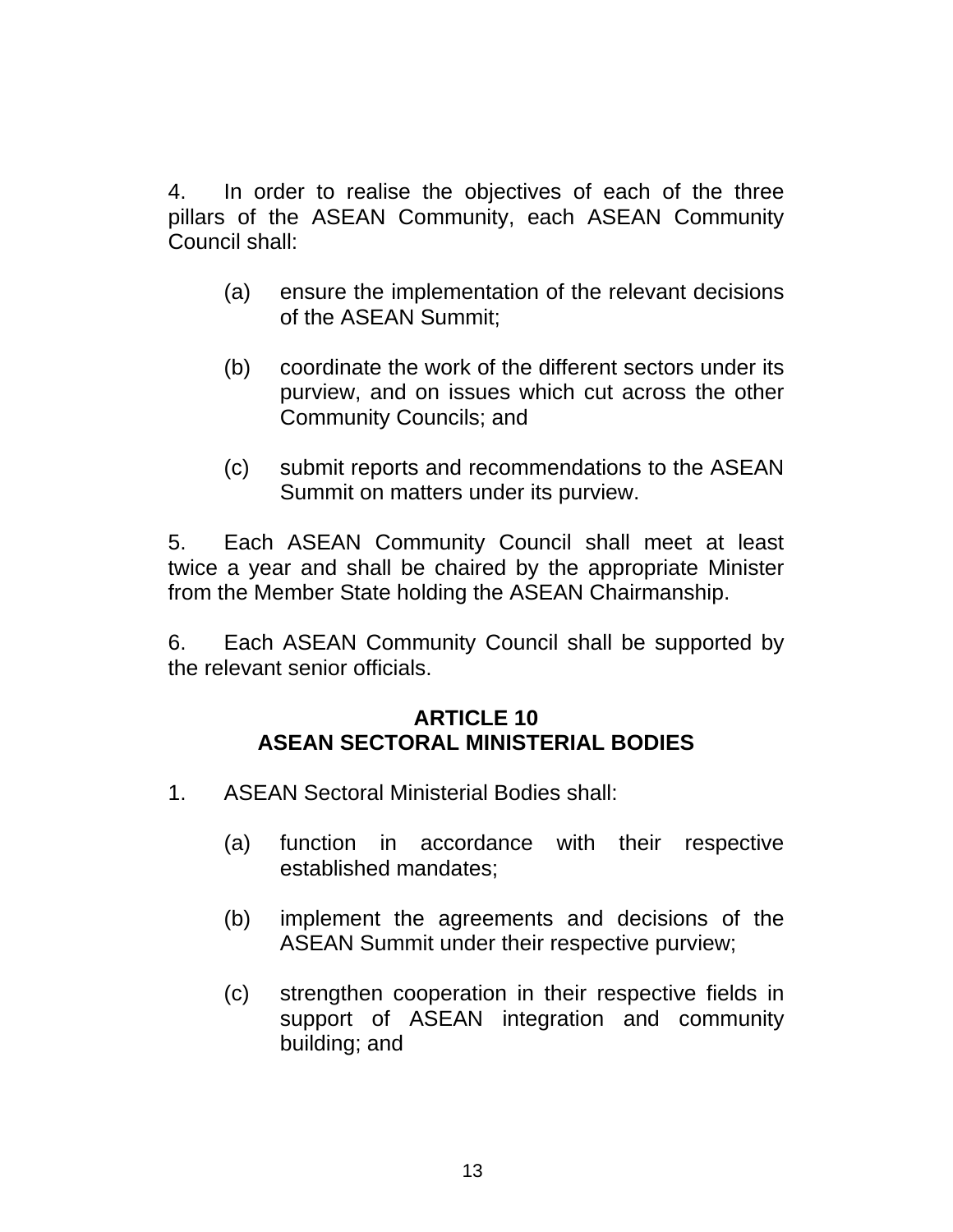4. In order to realise the objectives of each of the three pillars of the ASEAN Community, each ASEAN Community Council shall:

  (a) ensure the implementation of the relevant decisions of the ASEAN Summit;

  (b) coordinate the work of the different sectors under its purview, and on issues which cut across the other Community Councils; and

  (c) submit reports and recommendations to the ASEAN Summit on matters under its purview.

5. Each ASEAN Community Council shall meet at least twice a year and shall be chaired by the appropriate Minister from the Member State holding the ASEAN Chairmanship.

6. Each ASEAN Community Council shall be supported by the relevant senior officials.

## ARTICLE 10
## ASEAN SECTORAL MINISTERIAL BODIES

1. ASEAN Sectoral Ministerial Bodies shall:

  (a) function in accordance with their respective established mandates;

  (b) implement the agreements and decisions of the ASEAN Summit under their respective purview;

  (c) strengthen cooperation in their respective fields in support of ASEAN integration and community building; and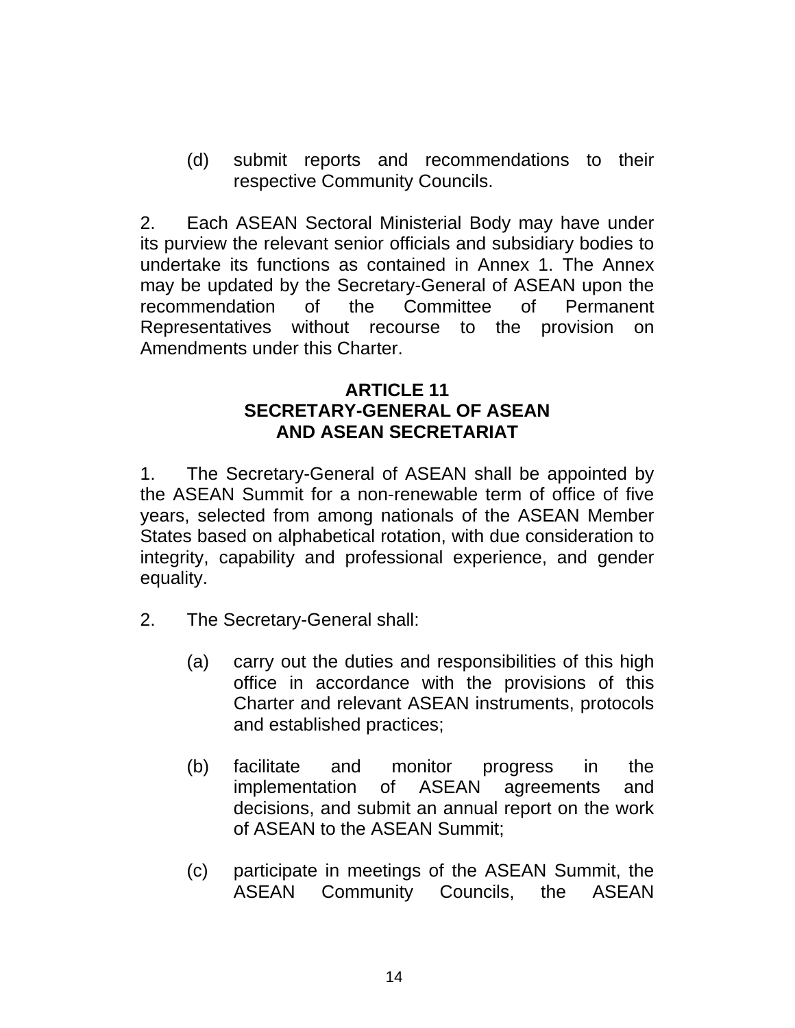(d) submit reports and recommendations to their respective Community Councils.

2. Each ASEAN Sectoral Ministerial Body may have under its purview the relevant senior officials and subsidiary bodies to undertake its functions as contained in Annex 1. The Annex may be updated by the Secretary-General of ASEAN upon the recommendation of the Committee of Permanent Representatives without recourse to the provision on Amendments under this Charter.

## ARTICLE 11
## SECRETARY-GENERAL OF ASEAN AND ASEAN SECRETARIAT

1. The Secretary-General of ASEAN shall be appointed by the ASEAN Summit for a non-renewable term of office of five years, selected from among nationals of the ASEAN Member States based on alphabetical rotation, with due consideration to integrity, capability and professional experience, and gender equality.

2. The Secretary-General shall:

(a) carry out the duties and responsibilities of this high office in accordance with the provisions of this Charter and relevant ASEAN instruments, protocols and established practices;

(b) facilitate and monitor progress in the implementation of ASEAN agreements and decisions, and submit an annual report on the work of ASEAN to the ASEAN Summit;

(c) participate in meetings of the ASEAN Summit, the ASEAN Community Councils, the ASEAN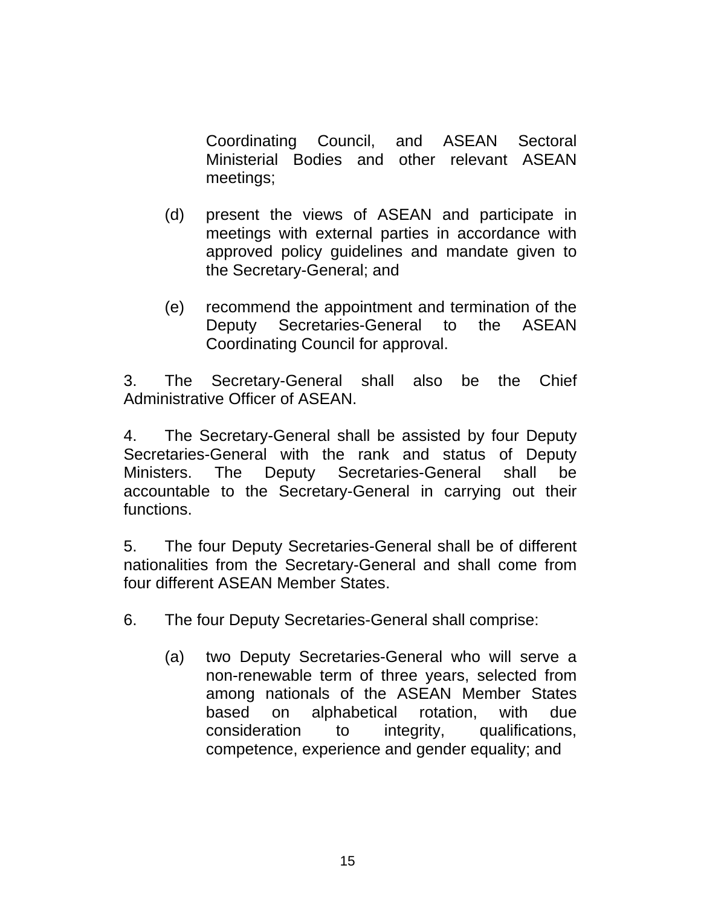Coordinating Council, and ASEAN Sectoral Ministerial Bodies and other relevant ASEAN meetings;

(d) present the views of ASEAN and participate in meetings with external parties in accordance with approved policy guidelines and mandate given to the Secretary-General; and

(e) recommend the appointment and termination of the Deputy Secretaries-General to the ASEAN Coordinating Council for approval.

3. The Secretary-General shall also be the Chief Administrative Officer of ASEAN.

4. The Secretary-General shall be assisted by four Deputy Secretaries-General with the rank and status of Deputy Ministers. The Deputy Secretaries-General shall be accountable to the Secretary-General in carrying out their functions.

5. The four Deputy Secretaries-General shall be of different nationalities from the Secretary-General and shall come from four different ASEAN Member States.

6. The four Deputy Secretaries-General shall comprise:

(a) two Deputy Secretaries-General who will serve a non-renewable term of three years, selected from among nationals of the ASEAN Member States based on alphabetical rotation, with due consideration to integrity, qualifications, competence, experience and gender equality; and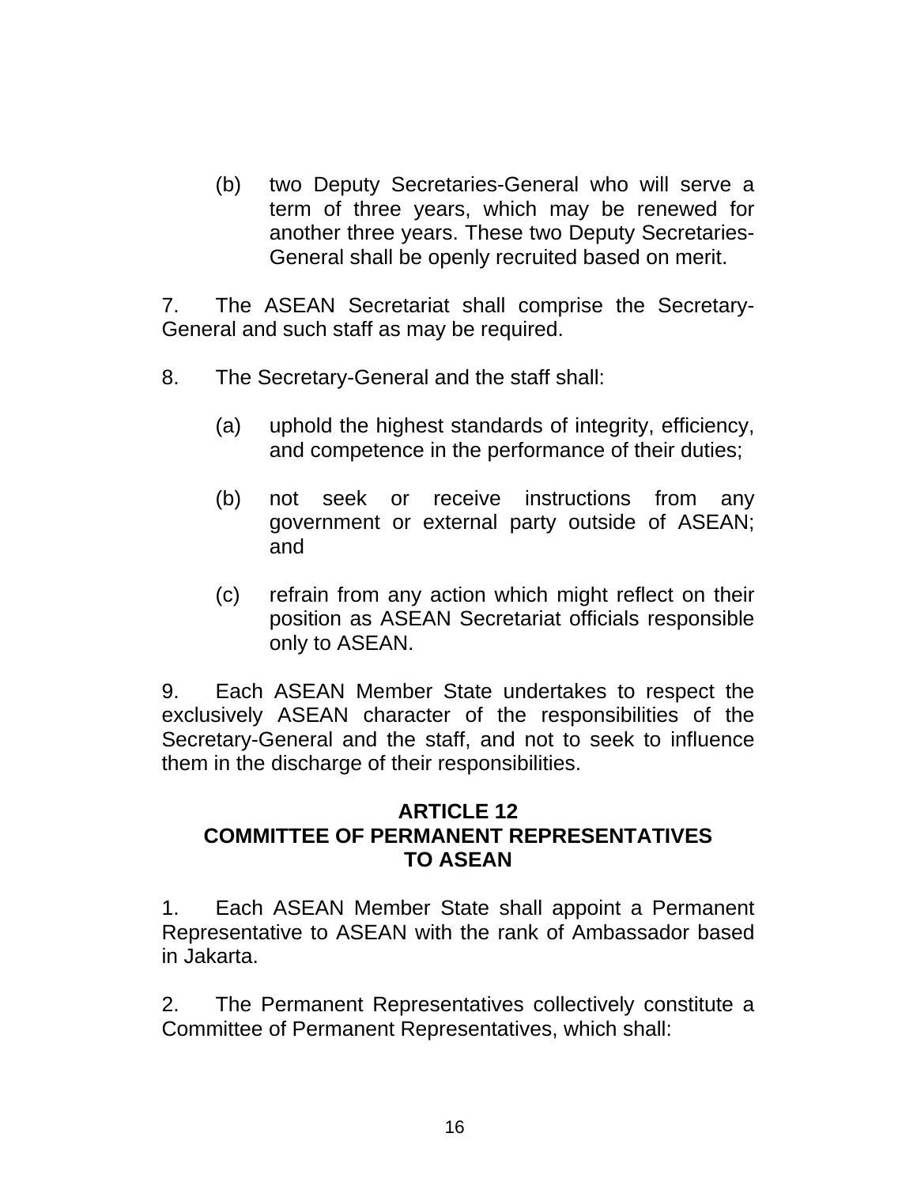(b) two Deputy Secretaries-General who will serve a term of three years, which may be renewed for another three years. These two Deputy Secretaries-General shall be openly recruited based on merit.

7. The ASEAN Secretariat shall comprise the Secretary-General and such staff as may be required.

8. The Secretary-General and the staff shall:

(a) uphold the highest standards of integrity, efficiency, and competence in the performance of their duties;

(b) not seek or receive instructions from any government or external party outside of ASEAN; and

(c) refrain from any action which might reflect on their position as ASEAN Secretariat officials responsible only to ASEAN.

9. Each ASEAN Member State undertakes to respect the exclusively ASEAN character of the responsibilities of the Secretary-General and the staff, and not to seek to influence them in the discharge of their responsibilities.

## ARTICLE 12
## COMMITTEE OF PERMANENT REPRESENTATIVES TO ASEAN

1. Each ASEAN Member State shall appoint a Permanent Representative to ASEAN with the rank of Ambassador based in Jakarta.

2. The Permanent Representatives collectively constitute a Committee of Permanent Representatives, which shall: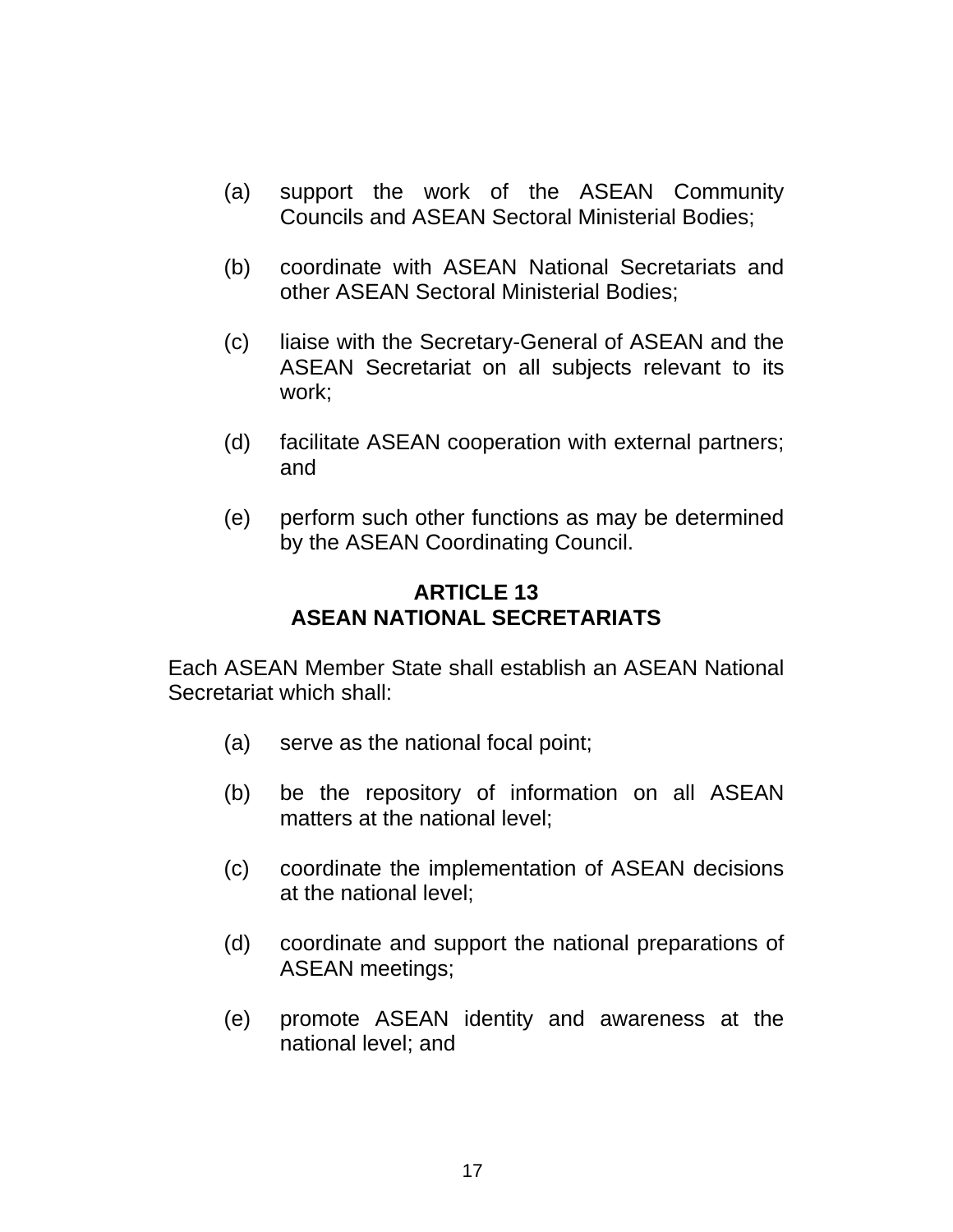(a) support the work of the ASEAN Community Councils and ASEAN Sectoral Ministerial Bodies;

(b) coordinate with ASEAN National Secretariats and other ASEAN Sectoral Ministerial Bodies;

(c) liaise with the Secretary-General of ASEAN and the ASEAN Secretariat on all subjects relevant to its work;

(d) facilitate ASEAN cooperation with external partners; and

(e) perform such other functions as may be determined by the ASEAN Coordinating Council.

## ARTICLE 13
## ASEAN NATIONAL SECRETARIATS

Each ASEAN Member State shall establish an ASEAN National Secretariat which shall:

(a) serve as the national focal point;

(b) be the repository of information on all ASEAN matters at the national level;

(c) coordinate the implementation of ASEAN decisions at the national level;

(d) coordinate and support the national preparations of ASEAN meetings;

(e) promote ASEAN identity and awareness at the national level; and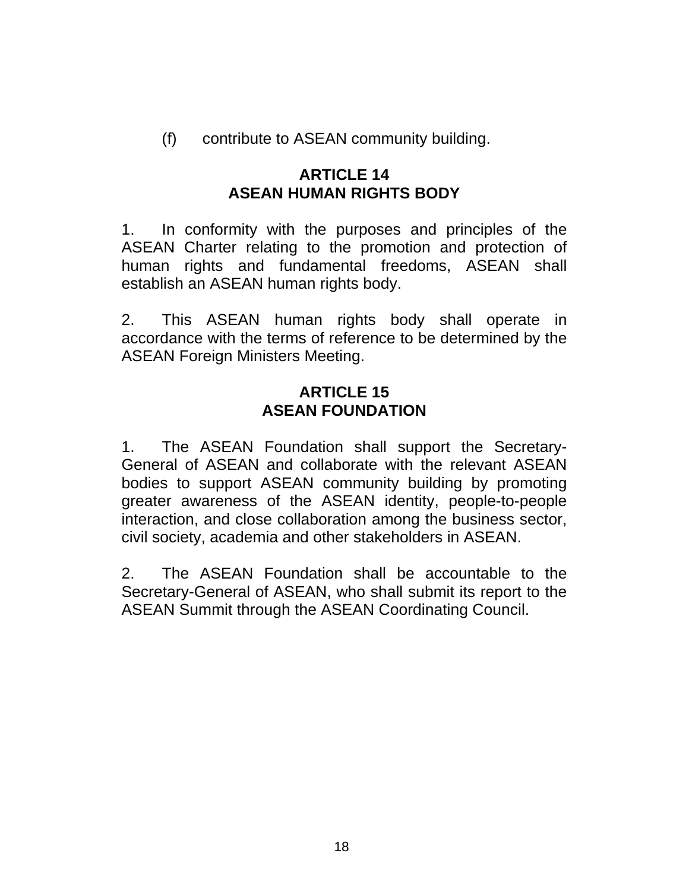(f) contribute to ASEAN community building.

## ARTICLE 14
## ASEAN HUMAN RIGHTS BODY

1. In conformity with the purposes and principles of the ASEAN Charter relating to the promotion and protection of human rights and fundamental freedoms, ASEAN shall establish an ASEAN human rights body.

2. This ASEAN human rights body shall operate in accordance with the terms of reference to be determined by the ASEAN Foreign Ministers Meeting.

## ARTICLE 15
## ASEAN FOUNDATION

1. The ASEAN Foundation shall support the Secretary-General of ASEAN and collaborate with the relevant ASEAN bodies to support ASEAN community building by promoting greater awareness of the ASEAN identity, people-to-people interaction, and close collaboration among the business sector, civil society, academia and other stakeholders in ASEAN.

2. The ASEAN Foundation shall be accountable to the Secretary-General of ASEAN, who shall submit its report to the ASEAN Summit through the ASEAN Coordinating Council.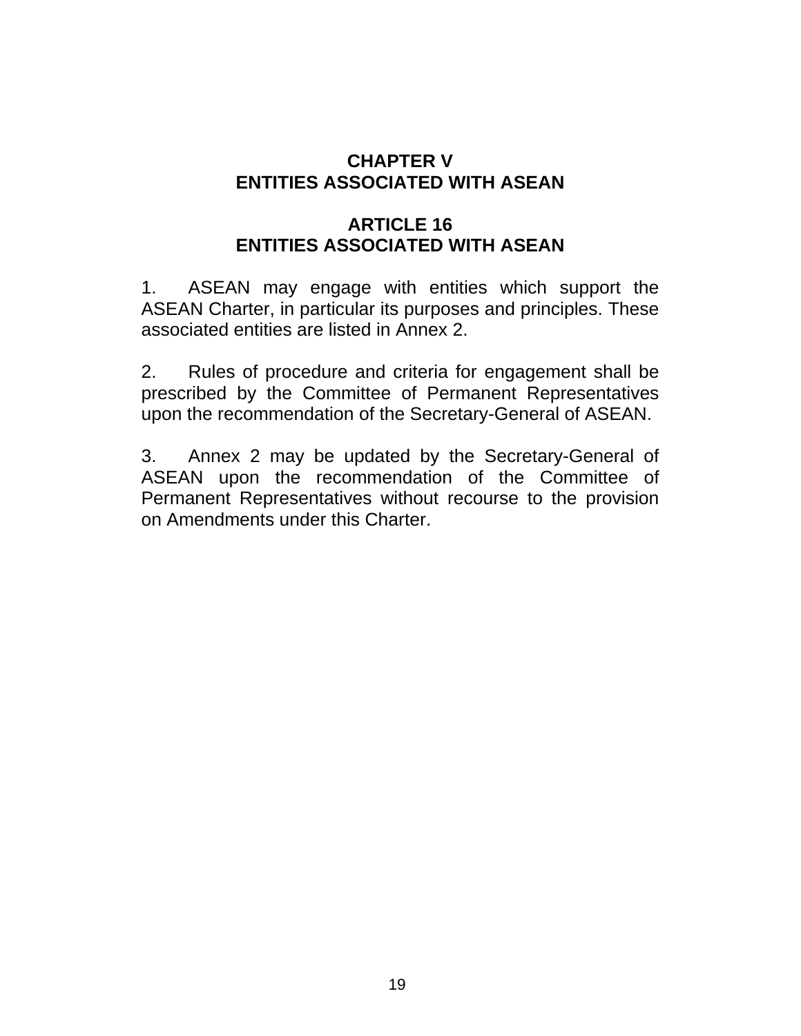## CHAPTER V
## ENTITIES ASSOCIATED WITH ASEAN

### ARTICLE 16
### ENTITIES ASSOCIATED WITH ASEAN

1. ASEAN may engage with entities which support the ASEAN Charter, in particular its purposes and principles. These associated entities are listed in Annex 2.

2. Rules of procedure and criteria for engagement shall be prescribed by the Committee of Permanent Representatives upon the recommendation of the Secretary-General of ASEAN.

3. Annex 2 may be updated by the Secretary-General of ASEAN upon the recommendation of the Committee of Permanent Representatives without recourse to the provision on Amendments under this Charter.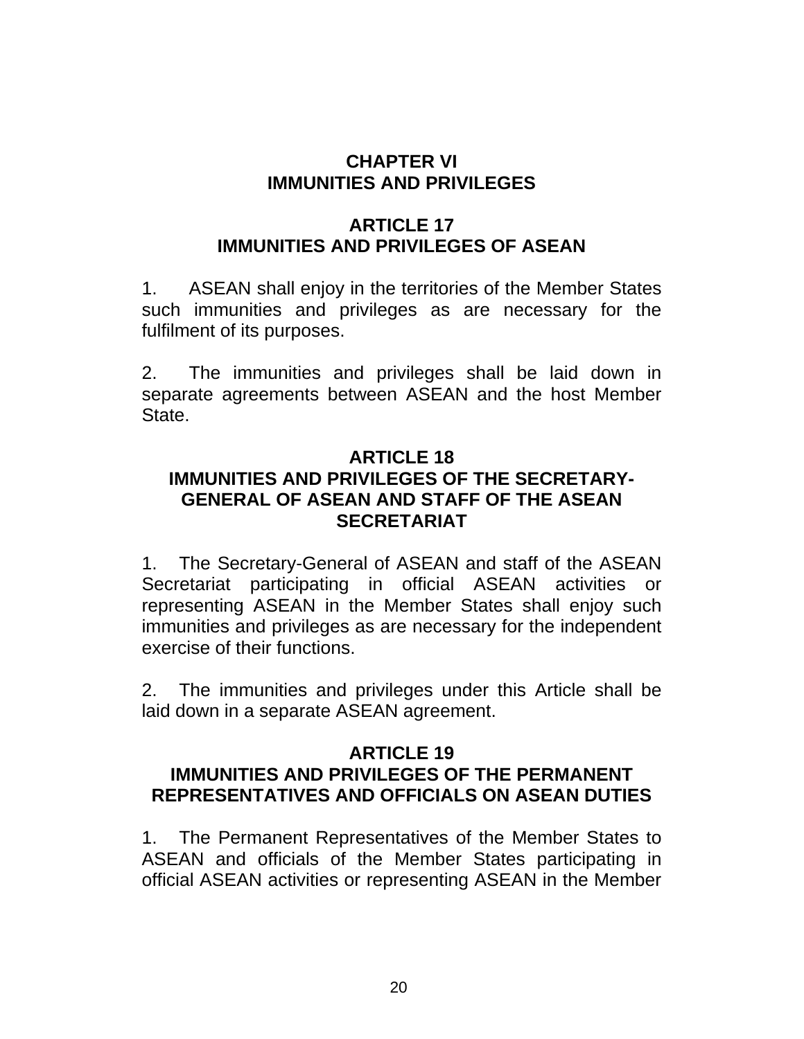## CHAPTER VI
## IMMUNITIES AND PRIVILEGES

### ARTICLE 17
### IMMUNITIES AND PRIVILEGES OF ASEAN

1. ASEAN shall enjoy in the territories of the Member States such immunities and privileges as are necessary for the fulfilment of its purposes.

2. The immunities and privileges shall be laid down in separate agreements between ASEAN and the host Member State.

### ARTICLE 18
### IMMUNITIES AND PRIVILEGES OF THE SECRETARY-GENERAL OF ASEAN AND STAFF OF THE ASEAN SECRETARIAT

1. The Secretary-General of ASEAN and staff of the ASEAN Secretariat participating in official ASEAN activities or representing ASEAN in the Member States shall enjoy such immunities and privileges as are necessary for the independent exercise of their functions.

2. The immunities and privileges under this Article shall be laid down in a separate ASEAN agreement.

### ARTICLE 19
### IMMUNITIES AND PRIVILEGES OF THE PERMANENT REPRESENTATIVES AND OFFICIALS ON ASEAN DUTIES

1. The Permanent Representatives of the Member States to ASEAN and officials of the Member States participating in official ASEAN activities or representing ASEAN in the Member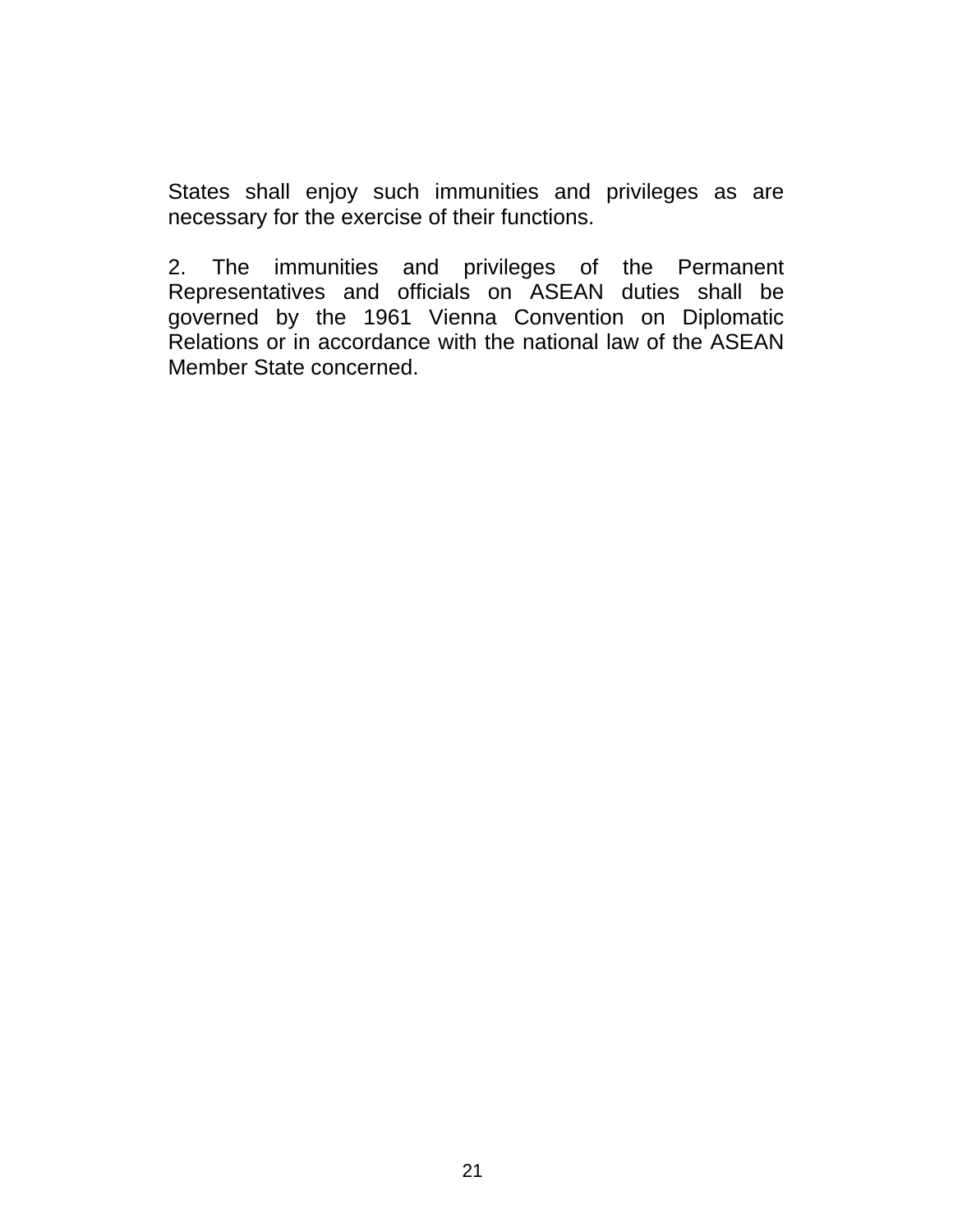States shall enjoy such immunities and privileges as are necessary for the exercise of their functions.

2. The immunities and privileges of the Permanent Representatives and officials on ASEAN duties shall be governed by the 1961 Vienna Convention on Diplomatic Relations or in accordance with the national law of the ASEAN Member State concerned.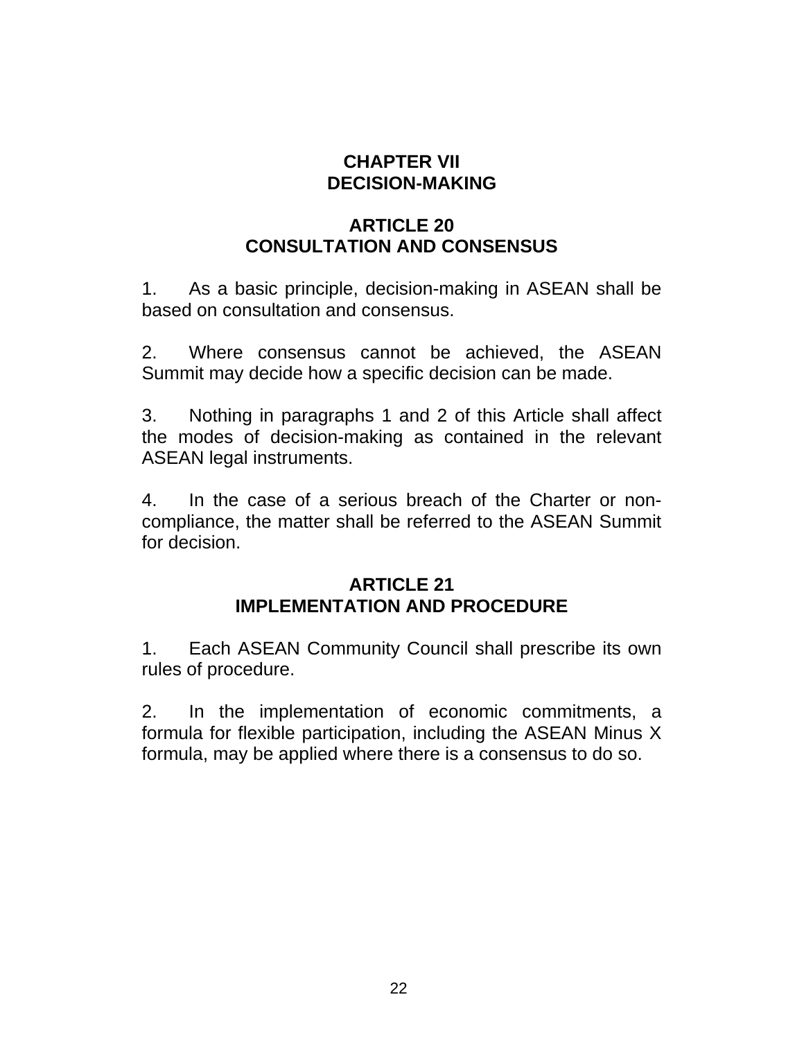# CHAPTER VII
# DECISION-MAKING

## ARTICLE 20
## CONSULTATION AND CONSENSUS

1. As a basic principle, decision-making in ASEAN shall be based on consultation and consensus.

2. Where consensus cannot be achieved, the ASEAN Summit may decide how a specific decision can be made.

3. Nothing in paragraphs 1 and 2 of this Article shall affect the modes of decision-making as contained in the relevant ASEAN legal instruments.

4. In the case of a serious breach of the Charter or non-compliance, the matter shall be referred to the ASEAN Summit for decision.

## ARTICLE 21
## IMPLEMENTATION AND PROCEDURE

1. Each ASEAN Community Council shall prescribe its own rules of procedure.

2. In the implementation of economic commitments, a formula for flexible participation, including the ASEAN Minus X formula, may be applied where there is a consensus to do so.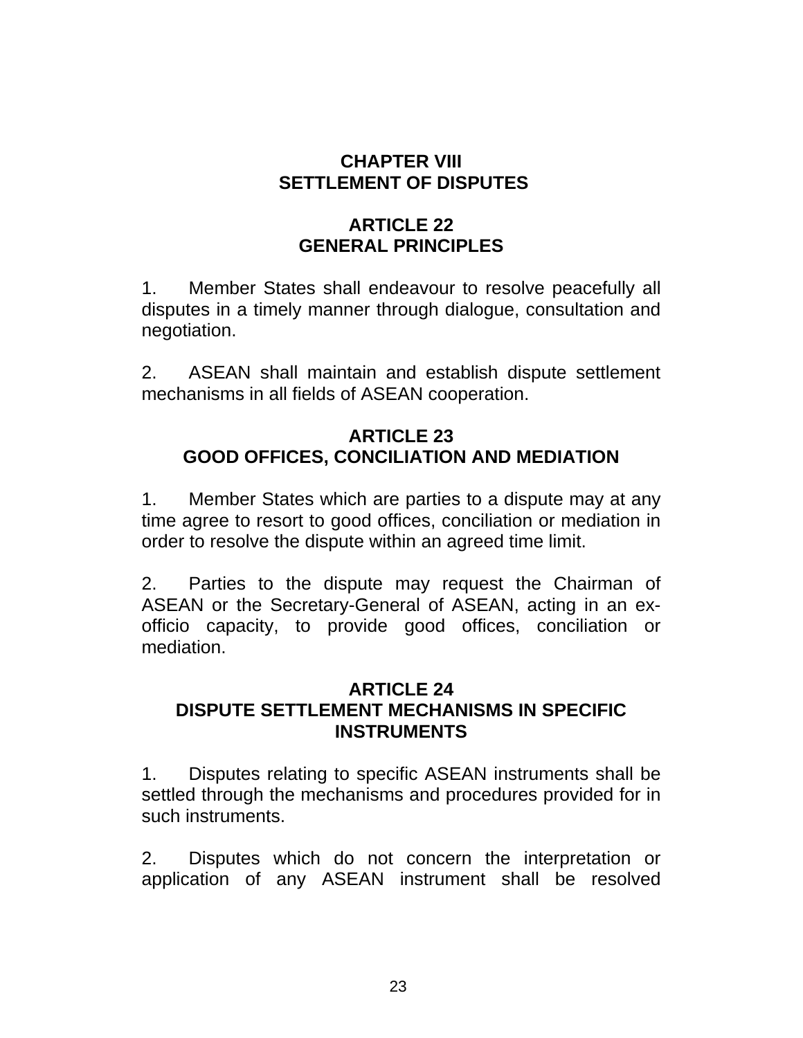## CHAPTER VIII
## SETTLEMENT OF DISPUTES

### ARTICLE 22
### GENERAL PRINCIPLES

1. Member States shall endeavour to resolve peacefully all disputes in a timely manner through dialogue, consultation and negotiation.

2. ASEAN shall maintain and establish dispute settlement mechanisms in all fields of ASEAN cooperation.

### ARTICLE 23
### GOOD OFFICES, CONCILIATION AND MEDIATION

1. Member States which are parties to a dispute may at any time agree to resort to good offices, conciliation or mediation in order to resolve the dispute within an agreed time limit.

2. Parties to the dispute may request the Chairman of ASEAN or the Secretary-General of ASEAN, acting in an ex-officio capacity, to provide good offices, conciliation or mediation.

### ARTICLE 24
### DISPUTE SETTLEMENT MECHANISMS IN SPECIFIC INSTRUMENTS

1. Disputes relating to specific ASEAN instruments shall be settled through the mechanisms and procedures provided for in such instruments.

2. Disputes which do not concern the interpretation or application of any ASEAN instrument shall be resolved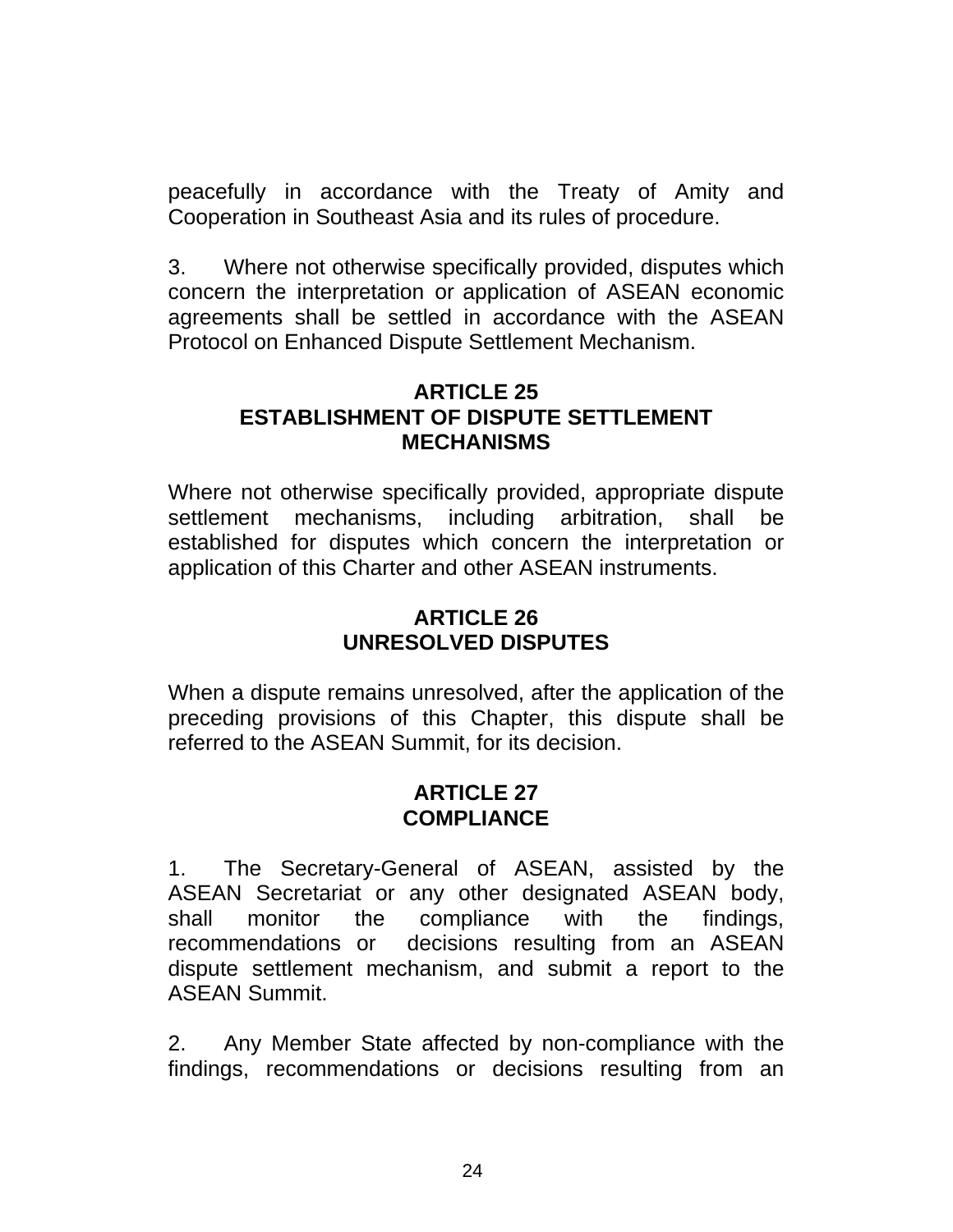peacefully in accordance with the Treaty of Amity and Cooperation in Southeast Asia and its rules of procedure.

3. Where not otherwise specifically provided, disputes which concern the interpretation or application of ASEAN economic agreements shall be settled in accordance with the ASEAN Protocol on Enhanced Dispute Settlement Mechanism.

**ARTICLE 25**
**ESTABLISHMENT OF DISPUTE SETTLEMENT MECHANISMS**

Where not otherwise specifically provided, appropriate dispute settlement mechanisms, including arbitration, shall be established for disputes which concern the interpretation or application of this Charter and other ASEAN instruments.

**ARTICLE 26**
**UNRESOLVED DISPUTES**

When a dispute remains unresolved, after the application of the preceding provisions of this Chapter, this dispute shall be referred to the ASEAN Summit, for its decision.

**ARTICLE 27**
**COMPLIANCE**

1. The Secretary-General of ASEAN, assisted by the ASEAN Secretariat or any other designated ASEAN body, shall monitor the compliance with the findings, recommendations or decisions resulting from an ASEAN dispute settlement mechanism, and submit a report to the ASEAN Summit.

2. Any Member State affected by non-compliance with the findings, recommendations or decisions resulting from an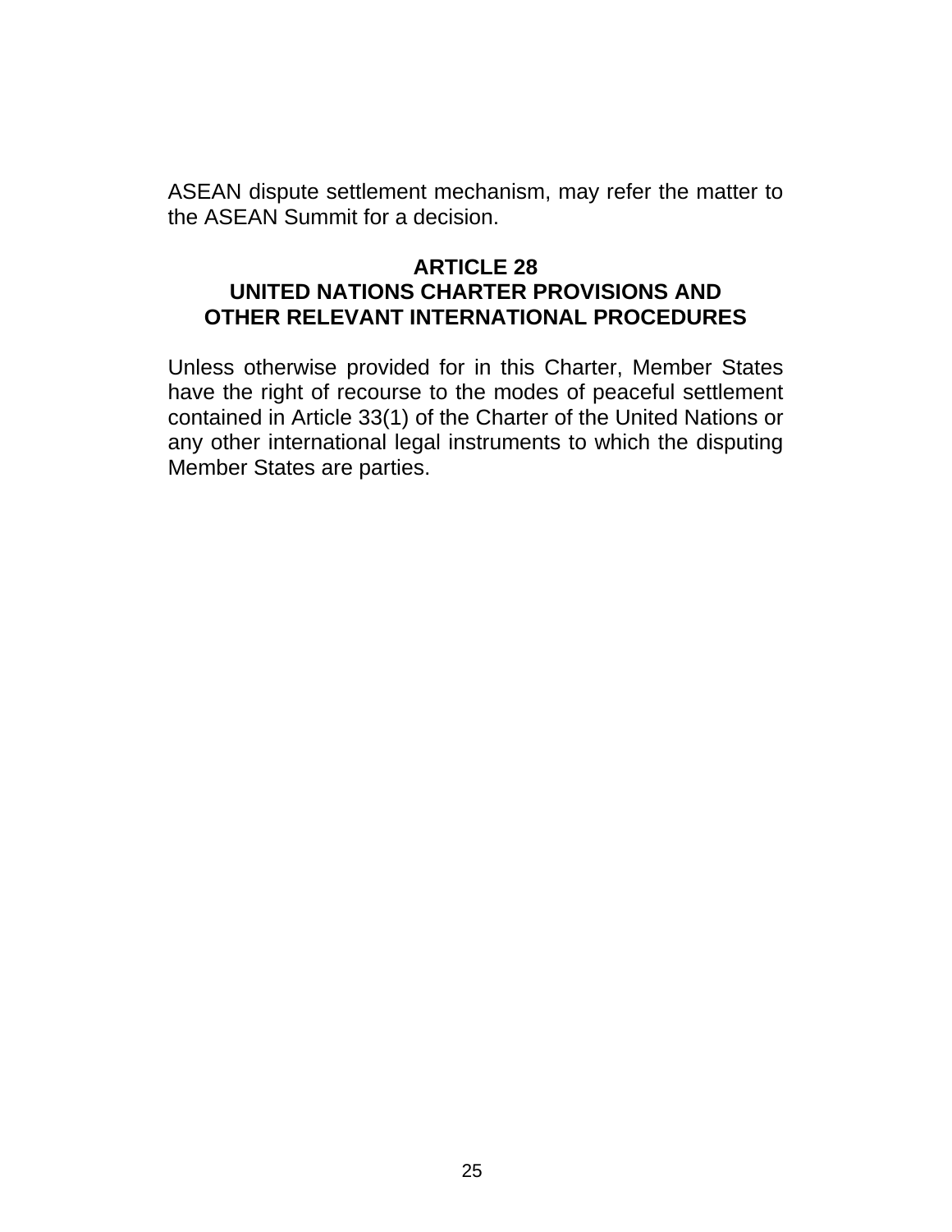ASEAN dispute settlement mechanism, may refer the matter to the ASEAN Summit for a decision.

## ARTICLE 28
## UNITED NATIONS CHARTER PROVISIONS AND OTHER RELEVANT INTERNATIONAL PROCEDURES

Unless otherwise provided for in this Charter, Member States have the right of recourse to the modes of peaceful settlement contained in Article 33(1) of the Charter of the United Nations or any other international legal instruments to which the disputing Member States are parties.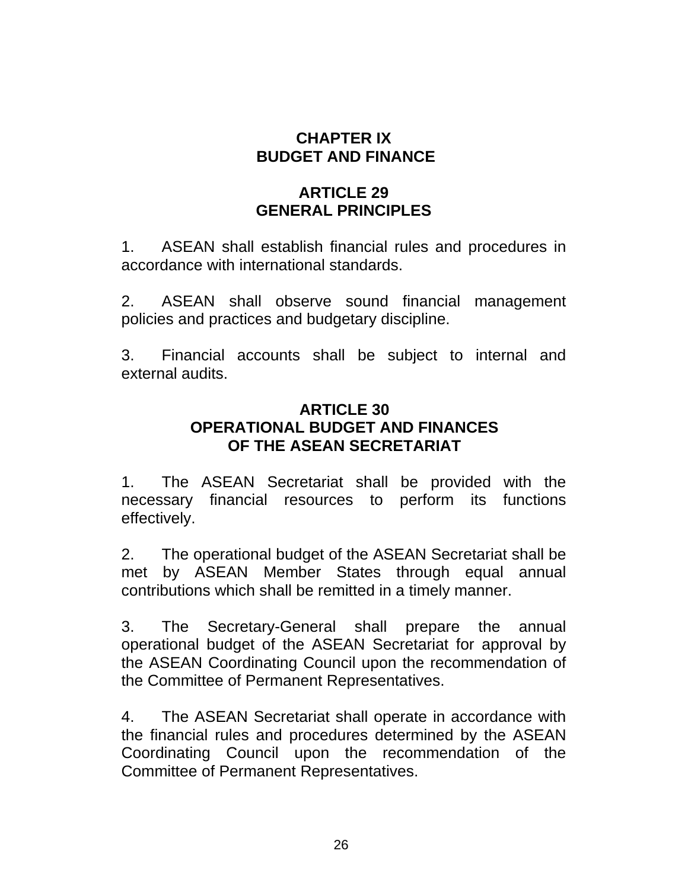# CHAPTER IX
# BUDGET AND FINANCE

## ARTICLE 29
## GENERAL PRINCIPLES

1. ASEAN shall establish financial rules and procedures in accordance with international standards.

2. ASEAN shall observe sound financial management policies and practices and budgetary discipline.

3. Financial accounts shall be subject to internal and external audits.

## ARTICLE 30
## OPERATIONAL BUDGET AND FINANCES OF THE ASEAN SECRETARIAT

1. The ASEAN Secretariat shall be provided with the necessary financial resources to perform its functions effectively.

2. The operational budget of the ASEAN Secretariat shall be met by ASEAN Member States through equal annual contributions which shall be remitted in a timely manner.

3. The Secretary-General shall prepare the annual operational budget of the ASEAN Secretariat for approval by the ASEAN Coordinating Council upon the recommendation of the Committee of Permanent Representatives.

4. The ASEAN Secretariat shall operate in accordance with the financial rules and procedures determined by the ASEAN Coordinating Council upon the recommendation of the Committee of Permanent Representatives.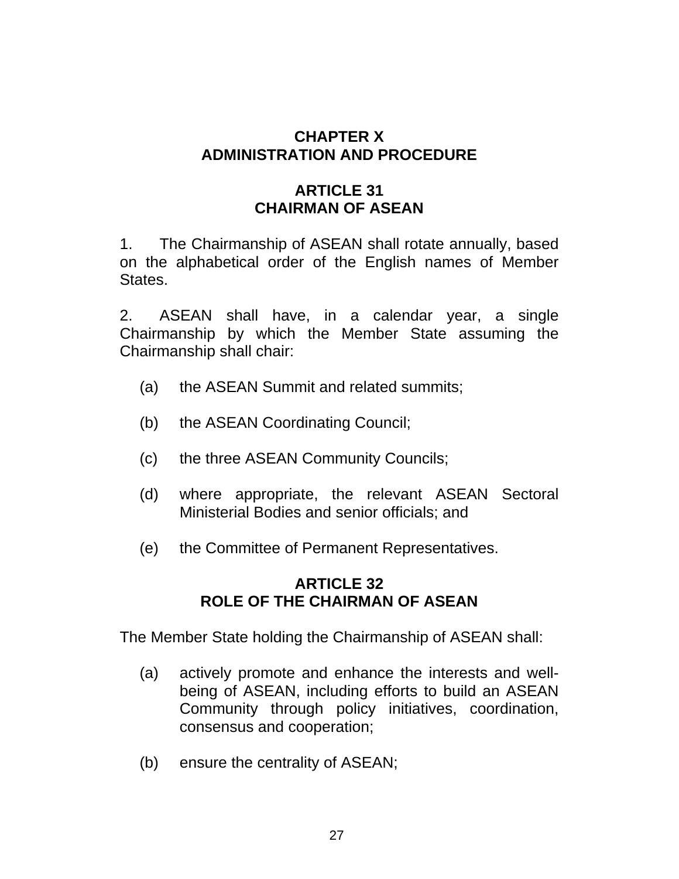## CHAPTER X
## ADMINISTRATION AND PROCEDURE

### ARTICLE 31
### CHAIRMAN OF ASEAN

1. The Chairmanship of ASEAN shall rotate annually, based on the alphabetical order of the English names of Member States.

2. ASEAN shall have, in a calendar year, a single Chairmanship by which the Member State assuming the Chairmanship shall chair:

(a) the ASEAN Summit and related summits;

(b) the ASEAN Coordinating Council;

(c) the three ASEAN Community Councils;

(d) where appropriate, the relevant ASEAN Sectoral Ministerial Bodies and senior officials; and

(e) the Committee of Permanent Representatives.

### ARTICLE 32
### ROLE OF THE CHAIRMAN OF ASEAN

The Member State holding the Chairmanship of ASEAN shall:

(a) actively promote and enhance the interests and well-being of ASEAN, including efforts to build an ASEAN Community through policy initiatives, coordination, consensus and cooperation;

(b) ensure the centrality of ASEAN;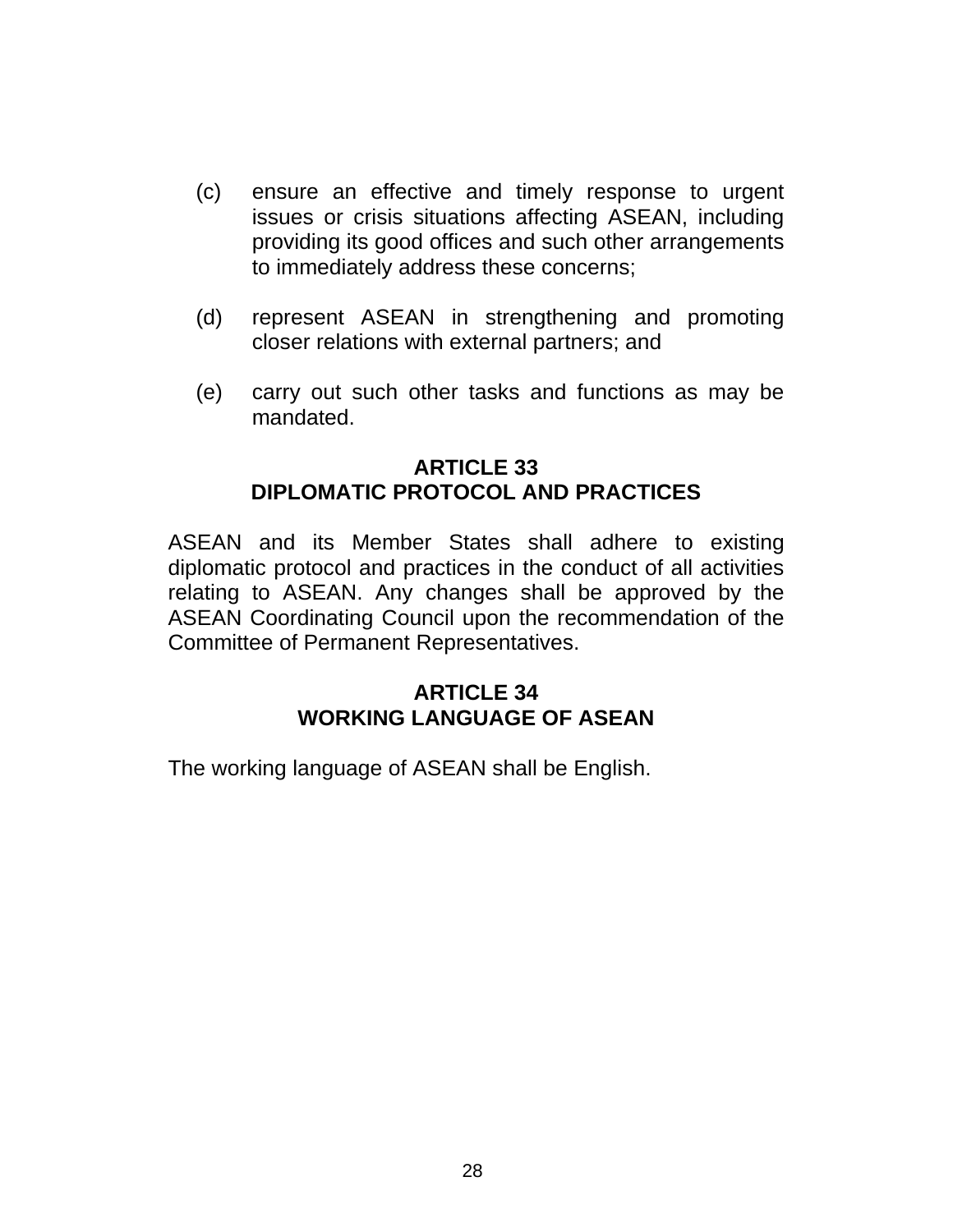(c) ensure an effective and timely response to urgent issues or crisis situations affecting ASEAN, including providing its good offices and such other arrangements to immediately address these concerns;

(d) represent ASEAN in strengthening and promoting closer relations with external partners; and

(e) carry out such other tasks and functions as may be mandated.

## ARTICLE 33
## DIPLOMATIC PROTOCOL AND PRACTICES

ASEAN and its Member States shall adhere to existing diplomatic protocol and practices in the conduct of all activities relating to ASEAN. Any changes shall be approved by the ASEAN Coordinating Council upon the recommendation of the Committee of Permanent Representatives.

## ARTICLE 34
## WORKING LANGUAGE OF ASEAN

The working language of ASEAN shall be English.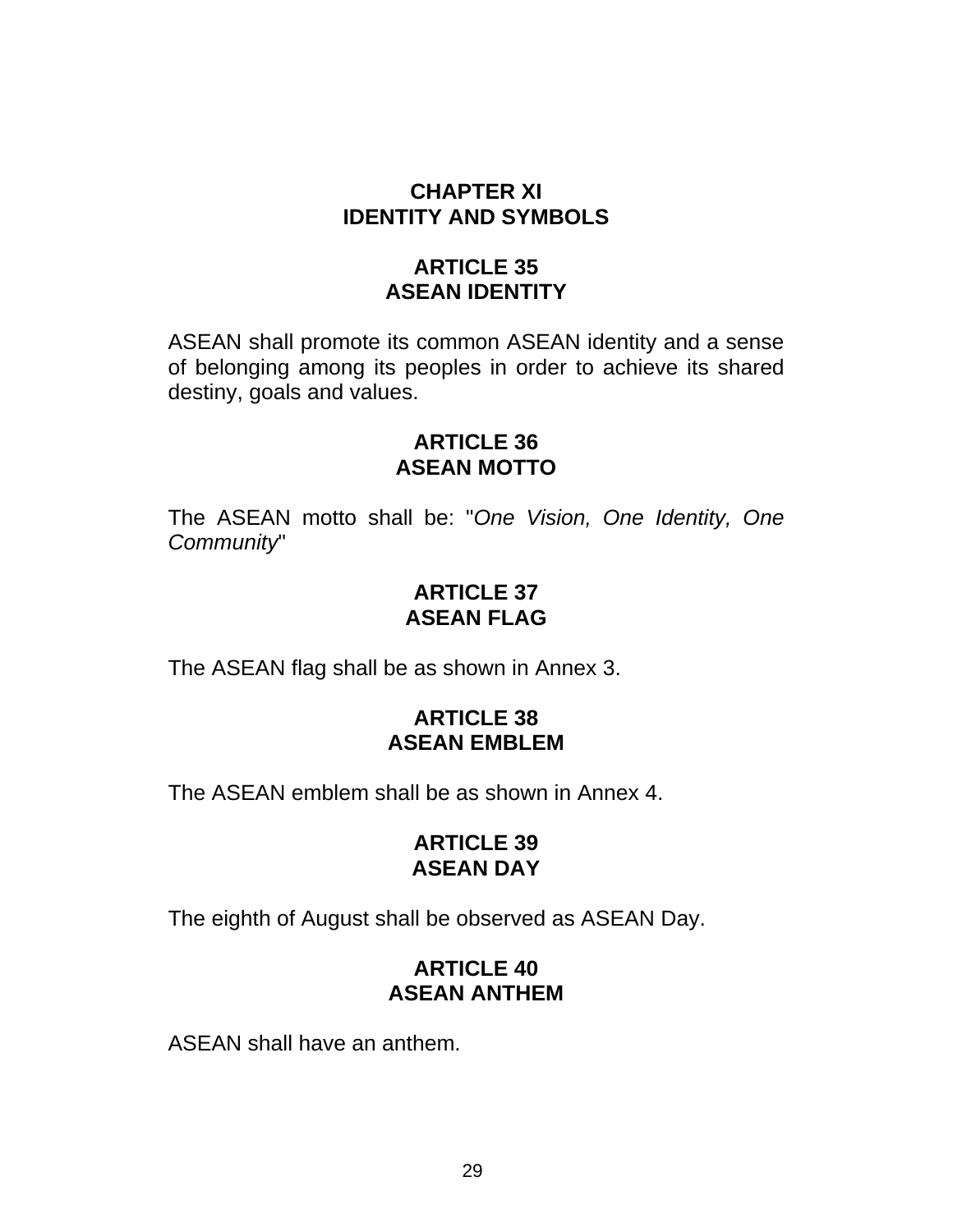# CHAPTER XI
# IDENTITY AND SYMBOLS

## ARTICLE 35
## ASEAN IDENTITY

ASEAN shall promote its common ASEAN identity and a sense of belonging among its peoples in order to achieve its shared destiny, goals and values.

## ARTICLE 36
## ASEAN MOTTO

The ASEAN motto shall be: "*One Vision, One Identity, One Community*"

## ARTICLE 37
## ASEAN FLAG

The ASEAN flag shall be as shown in Annex 3.

## ARTICLE 38
## ASEAN EMBLEM

The ASEAN emblem shall be as shown in Annex 4.

## ARTICLE 39
## ASEAN DAY

The eighth of August shall be observed as ASEAN Day.

## ARTICLE 40
## ASEAN ANTHEM

ASEAN shall have an anthem.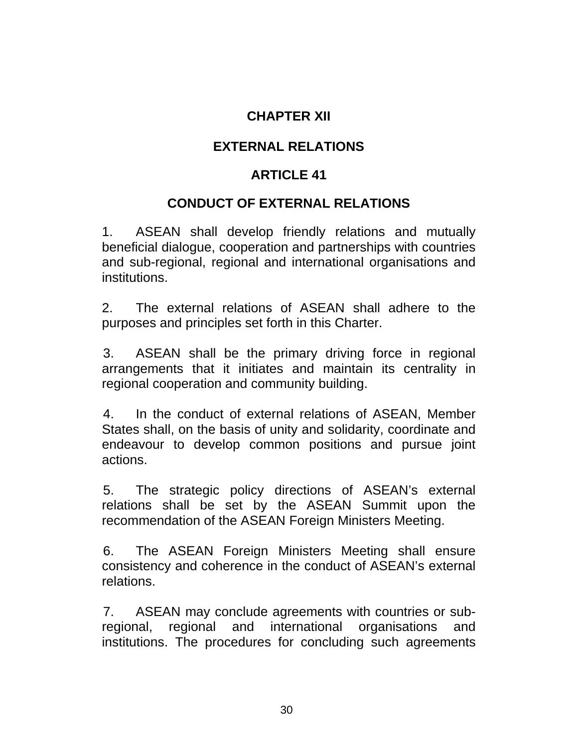## CHAPTER XII

## EXTERNAL RELATIONS

### ARTICLE 41

### CONDUCT OF EXTERNAL RELATIONS

1. ASEAN shall develop friendly relations and mutually beneficial dialogue, cooperation and partnerships with countries and sub-regional, regional and international organisations and institutions.

2. The external relations of ASEAN shall adhere to the purposes and principles set forth in this Charter.

3. ASEAN shall be the primary driving force in regional arrangements that it initiates and maintain its centrality in regional cooperation and community building.

4. In the conduct of external relations of ASEAN, Member States shall, on the basis of unity and solidarity, coordinate and endeavour to develop common positions and pursue joint actions.

5. The strategic policy directions of ASEAN's external relations shall be set by the ASEAN Summit upon the recommendation of the ASEAN Foreign Ministers Meeting.

6. The ASEAN Foreign Ministers Meeting shall ensure consistency and coherence in the conduct of ASEAN's external relations.

7. ASEAN may conclude agreements with countries or sub-regional, regional and international organisations and institutions. The procedures for concluding such agreements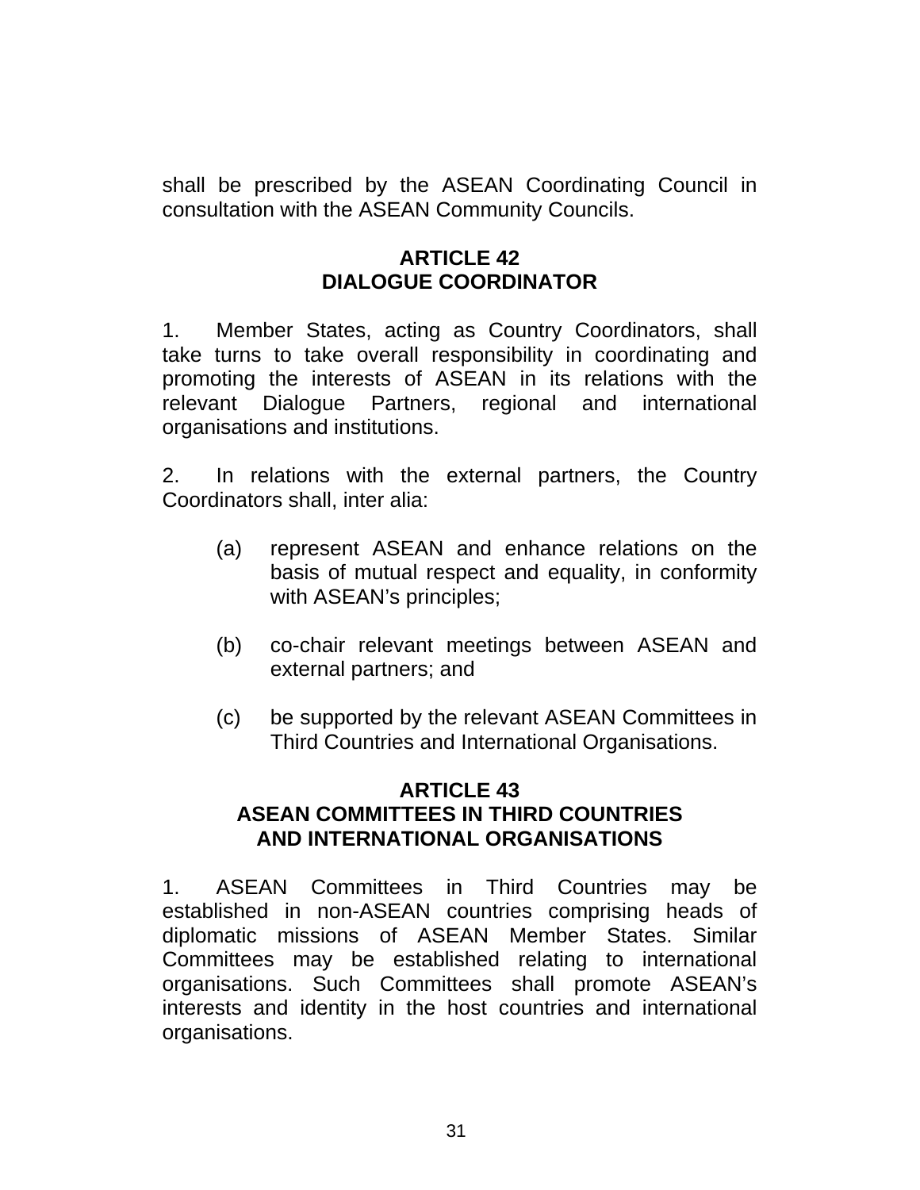shall be prescribed by the ASEAN Coordinating Council in consultation with the ASEAN Community Councils.

## ARTICLE 42
## DIALOGUE COORDINATOR

1. Member States, acting as Country Coordinators, shall take turns to take overall responsibility in coordinating and promoting the interests of ASEAN in its relations with the relevant Dialogue Partners, regional and international organisations and institutions.

2. In relations with the external partners, the Country Coordinators shall, inter alia:

(a) represent ASEAN and enhance relations on the basis of mutual respect and equality, in conformity with ASEAN's principles;

(b) co-chair relevant meetings between ASEAN and external partners; and

(c) be supported by the relevant ASEAN Committees in Third Countries and International Organisations.

## ARTICLE 43
## ASEAN COMMITTEES IN THIRD COUNTRIES AND INTERNATIONAL ORGANISATIONS

1. ASEAN Committees in Third Countries may be established in non-ASEAN countries comprising heads of diplomatic missions of ASEAN Member States. Similar Committees may be established relating to international organisations. Such Committees shall promote ASEAN's interests and identity in the host countries and international organisations.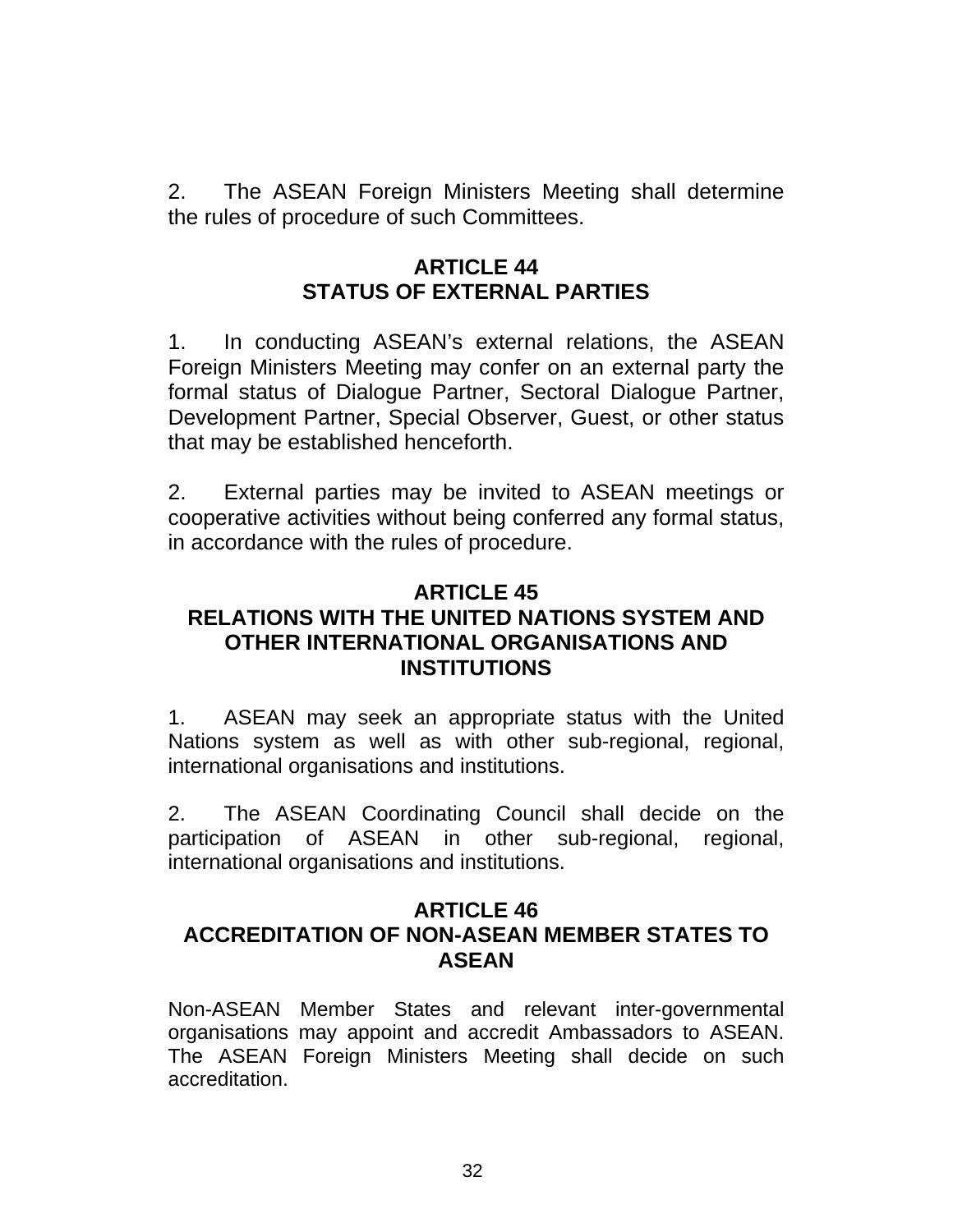2. The ASEAN Foreign Ministers Meeting shall determine the rules of procedure of such Committees.

## ARTICLE 44
## STATUS OF EXTERNAL PARTIES

1. In conducting ASEAN's external relations, the ASEAN Foreign Ministers Meeting may confer on an external party the formal status of Dialogue Partner, Sectoral Dialogue Partner, Development Partner, Special Observer, Guest, or other status that may be established henceforth.

2. External parties may be invited to ASEAN meetings or cooperative activities without being conferred any formal status, in accordance with the rules of procedure.

## ARTICLE 45
## RELATIONS WITH THE UNITED NATIONS SYSTEM AND OTHER INTERNATIONAL ORGANISATIONS AND INSTITUTIONS

1. ASEAN may seek an appropriate status with the United Nations system as well as with other sub-regional, regional, international organisations and institutions.

2. The ASEAN Coordinating Council shall decide on the participation of ASEAN in other sub-regional, regional, international organisations and institutions.

## ARTICLE 46
## ACCREDITATION OF NON-ASEAN MEMBER STATES TO ASEAN

Non-ASEAN Member States and relevant inter-governmental organisations may appoint and accredit Ambassadors to ASEAN. The ASEAN Foreign Ministers Meeting shall decide on such accreditation.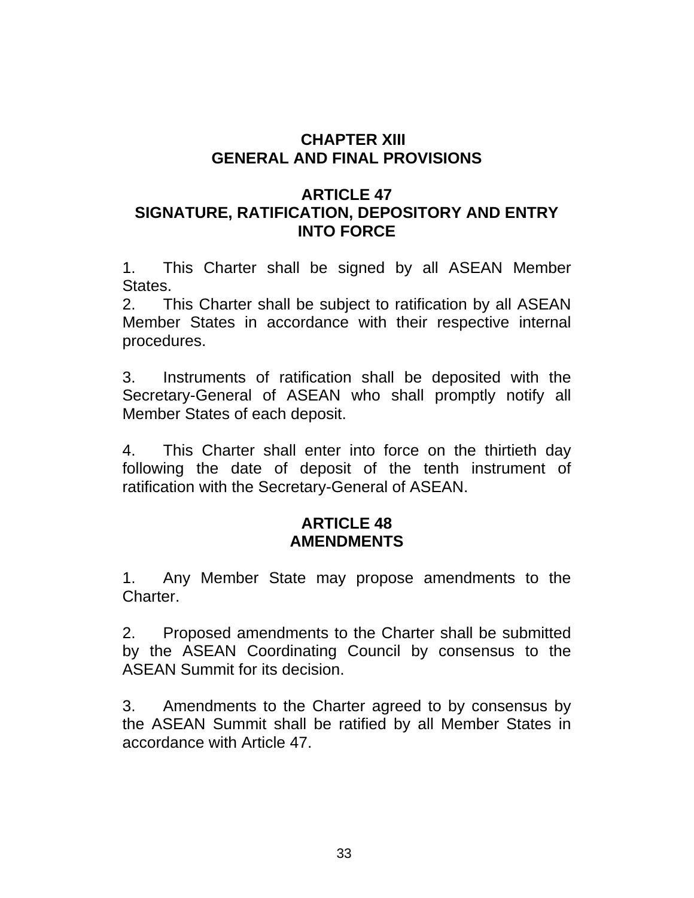# CHAPTER XIII
# GENERAL AND FINAL PROVISIONS

## ARTICLE 47
## SIGNATURE, RATIFICATION, DEPOSITORY AND ENTRY INTO FORCE

1. This Charter shall be signed by all ASEAN Member States.
2. This Charter shall be subject to ratification by all ASEAN Member States in accordance with their respective internal procedures.

3. Instruments of ratification shall be deposited with the Secretary-General of ASEAN who shall promptly notify all Member States of each deposit.

4. This Charter shall enter into force on the thirtieth day following the date of deposit of the tenth instrument of ratification with the Secretary-General of ASEAN.

## ARTICLE 48
## AMENDMENTS

1. Any Member State may propose amendments to the Charter.

2. Proposed amendments to the Charter shall be submitted by the ASEAN Coordinating Council by consensus to the ASEAN Summit for its decision.

3. Amendments to the Charter agreed to by consensus by the ASEAN Summit shall be ratified by all Member States in accordance with Article 47.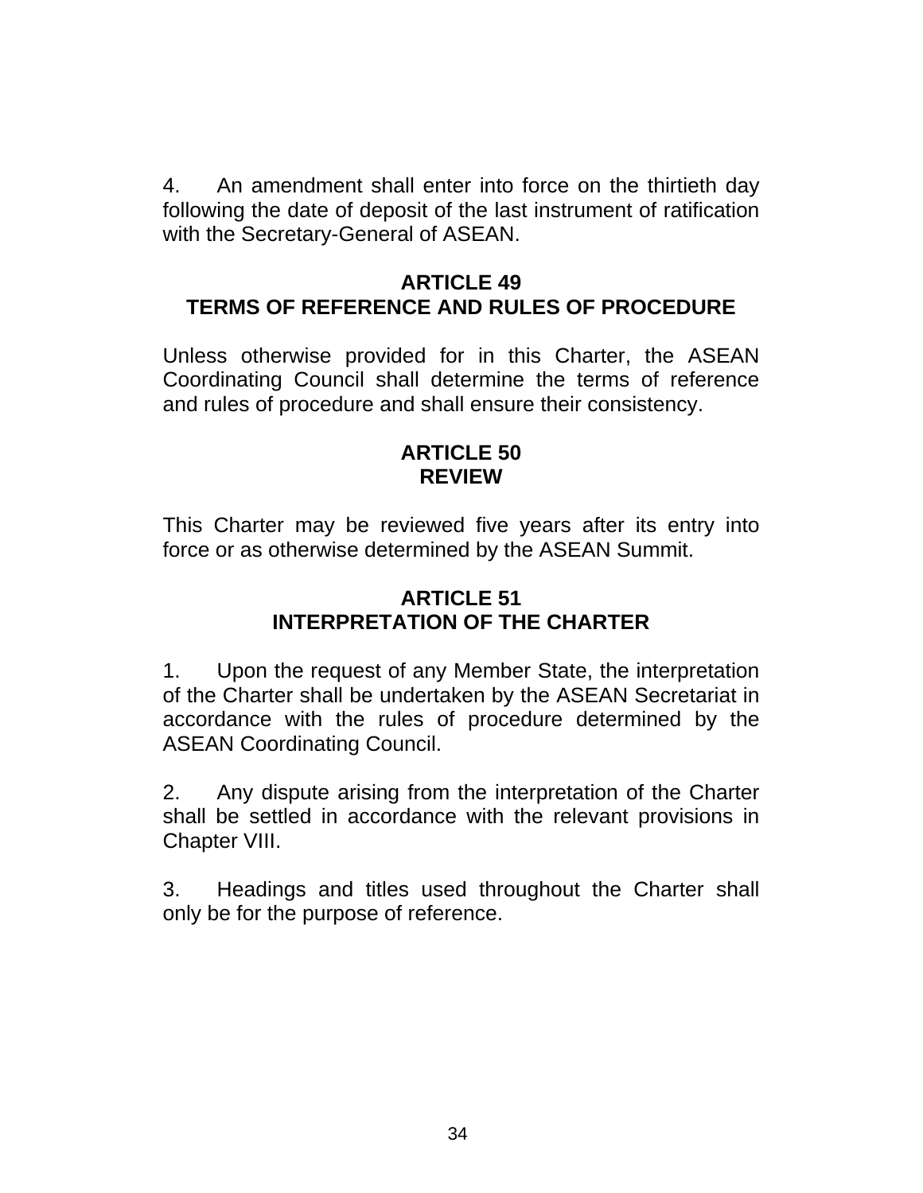4. An amendment shall enter into force on the thirtieth day following the date of deposit of the last instrument of ratification with the Secretary-General of ASEAN.

## ARTICLE 49
## TERMS OF REFERENCE AND RULES OF PROCEDURE

Unless otherwise provided for in this Charter, the ASEAN Coordinating Council shall determine the terms of reference and rules of procedure and shall ensure their consistency.

## ARTICLE 50
## REVIEW

This Charter may be reviewed five years after its entry into force or as otherwise determined by the ASEAN Summit.

## ARTICLE 51
## INTERPRETATION OF THE CHARTER

1. Upon the request of any Member State, the interpretation of the Charter shall be undertaken by the ASEAN Secretariat in accordance with the rules of procedure determined by the ASEAN Coordinating Council.

2. Any dispute arising from the interpretation of the Charter shall be settled in accordance with the relevant provisions in Chapter VIII.

3. Headings and titles used throughout the Charter shall only be for the purpose of reference.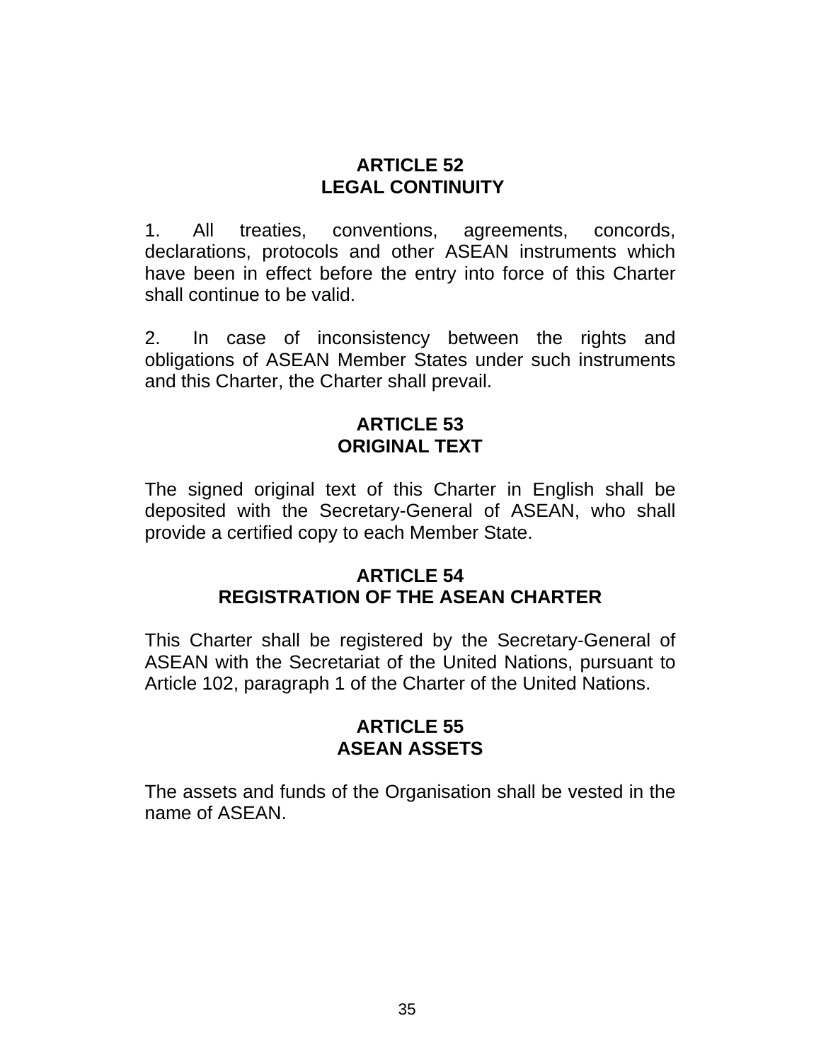## ARTICLE 52
## LEGAL CONTINUITY

1. All treaties, conventions, agreements, concords, declarations, protocols and other ASEAN instruments which have been in effect before the entry into force of this Charter shall continue to be valid.

2. In case of inconsistency between the rights and obligations of ASEAN Member States under such instruments and this Charter, the Charter shall prevail.

## ARTICLE 53
## ORIGINAL TEXT

The signed original text of this Charter in English shall be deposited with the Secretary-General of ASEAN, who shall provide a certified copy to each Member State.

## ARTICLE 54
## REGISTRATION OF THE ASEAN CHARTER

This Charter shall be registered by the Secretary-General of ASEAN with the Secretariat of the United Nations, pursuant to Article 102, paragraph 1 of the Charter of the United Nations.

## ARTICLE 55
## ASEAN ASSETS

The assets and funds of the Organisation shall be vested in the name of ASEAN.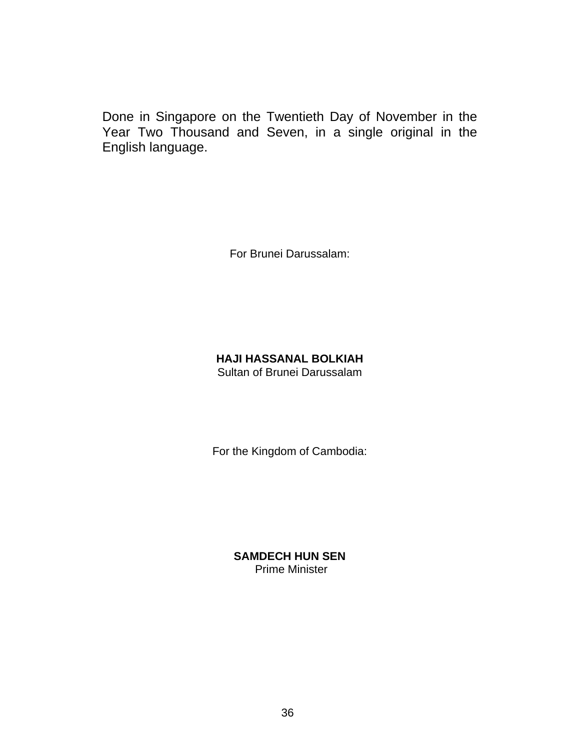Done in Singapore on the Twentieth Day of November in the Year Two Thousand and Seven, in a single original in the English language.

For Brunei Darussalam:

**HAJI HASSANAL BOLKIAH**
Sultan of Brunei Darussalam

For the Kingdom of Cambodia:

**SAMDECH HUN SEN**
Prime Minister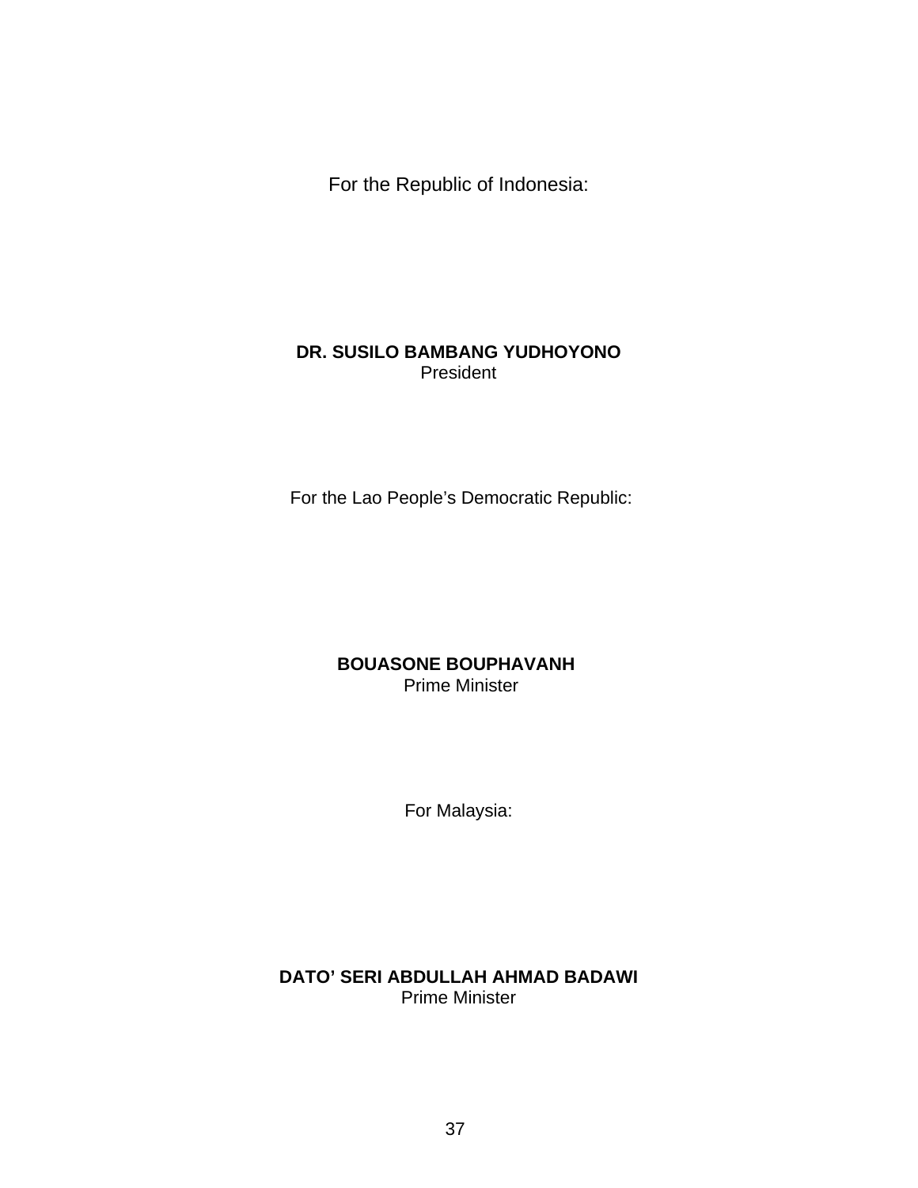For the Republic of Indonesia:

**DR. SUSILO BAMBANG YUDHOYONO**
President

For the Lao People’s Democratic Republic:

**BOUASONE BOUPHAVANH**
Prime Minister

For Malaysia:

**DATO’ SERI ABDULLAH AHMAD BADAWI**
Prime Minister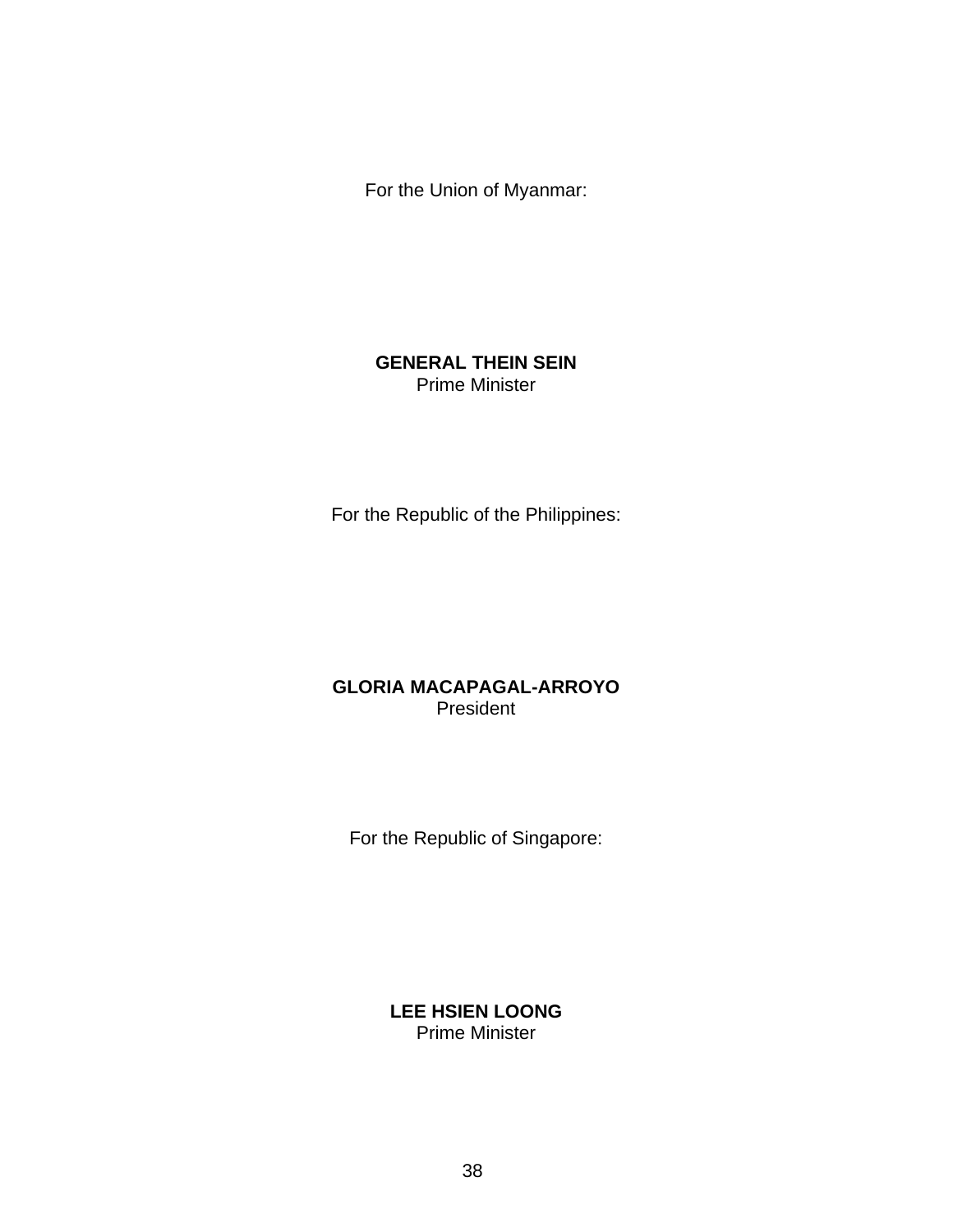For the Union of Myanmar:

**GENERAL THEIN SEIN**
Prime Minister

For the Republic of the Philippines:

**GLORIA MACAPAGAL-ARROYO**
President

For the Republic of Singapore:

**LEE HSIEN LOONG**
Prime Minister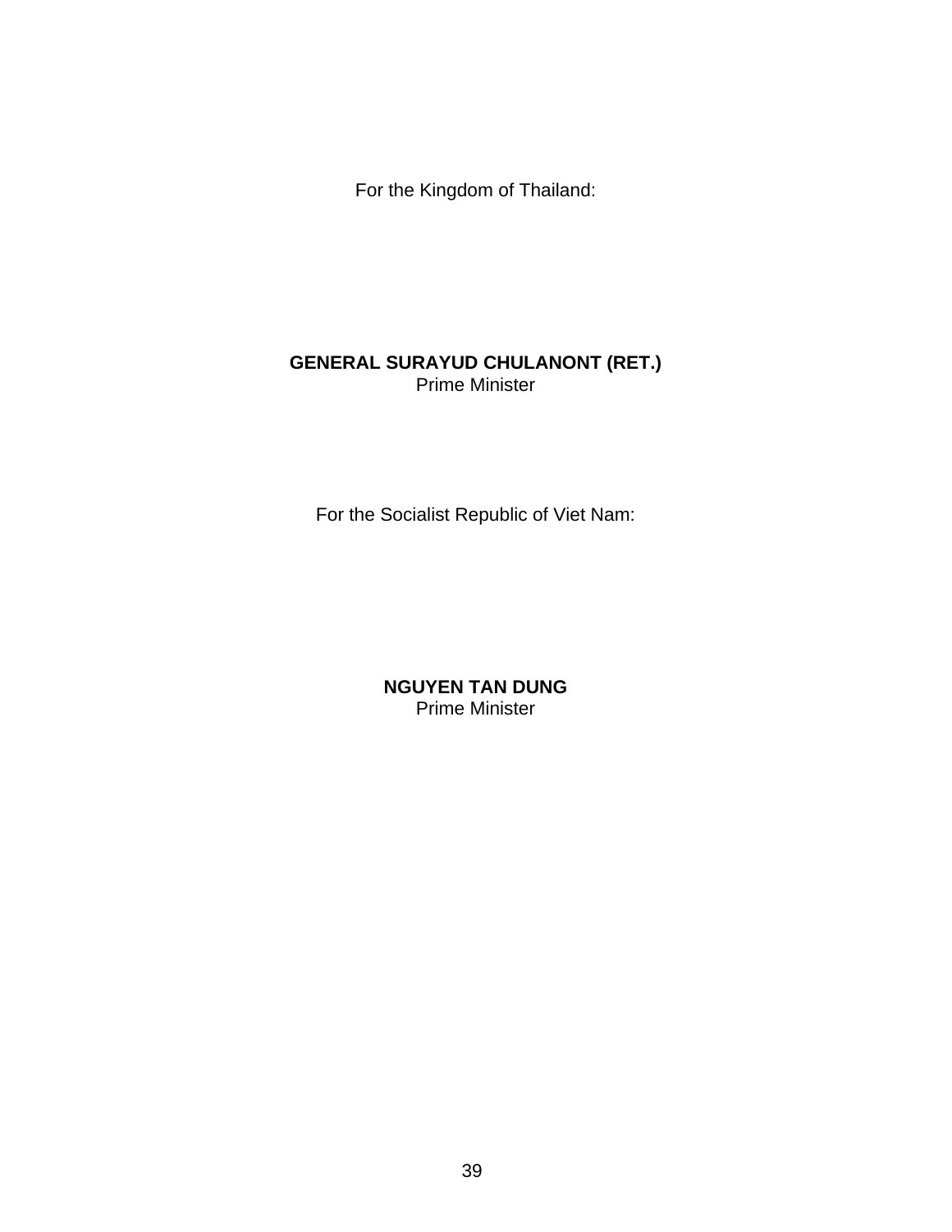For the Kingdom of Thailand:

**GENERAL SURAYUD CHULANONT (RET.)**
Prime Minister

For the Socialist Republic of Viet Nam:

**NGUYEN TAN DUNG**
Prime Minister